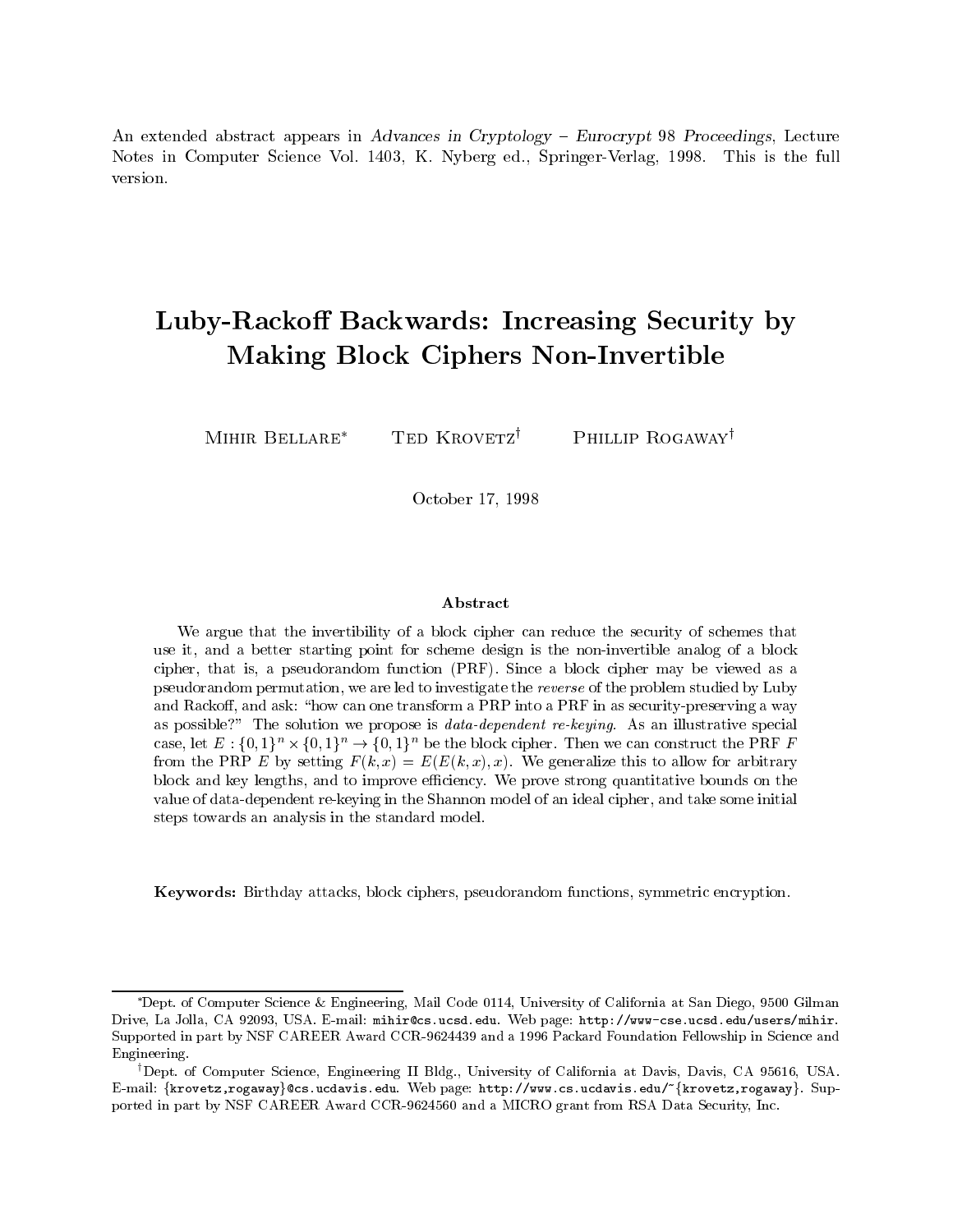An extended abstract appears in *Advances in Cryptology – Eurocrypt 98 Proceedings*, Lecture Notes in Computer Science Vol. 1403, K. Nyberg ed., Springer-Verlag, 1998. This is the full version.

# Luby-Rackoff Backwards: Increasing Security by Making Block Ciphers Non-Invertible

Mihir Bellare[*] Ted Krovetz[†] Phillip Rogaway[†]

October 17, 1998

## Abstract

We argue that the invertibility of a block cipher can reduce the security of schemes that use it, and a better starting point for scheme design is the non-invertible analog of a block cipher, that is, a pseudorandom function (PRF). Since a block cipher may be viewed as a pseudorandom permutation, we are led to investigate the *reverse* of the problem studied by Luby and Rackoff, and ask: "how can one transform a PRP into a PRF in as security-preserving a way as possible?" The solution we propose is *data-dependent re-keying*. As an illustrative special case, let $E : \{0,1\}^n \times \{0,1\}^n \to \{0,1\}^n$ be the block cipher. Then we can construct the PRF $F$ from the PRP $E$ by setting $F(k,x) = E(E(k,x),x)$. We generalize this to allow for arbitrary block and key lengths, and to improve efficiency. We prove strong quantitative bounds on the value of data-dependent re-keying in the Shannon model of an ideal cipher, and take some initial steps towards an analysis in the standard model.

**Keywords:** Birthday attacks, block ciphers, pseudorandom functions, symmetric encryption.

---

[*]Dept. of Computer Science & Engineering, Mail Code 0114, University of California at San Diego, 9500 Gilman Drive, La Jolla, CA 92093, USA. E-mail: `mihir@cs.ucsd.edu`. Web page: `http://www-cse.ucsd.edu/users/mihir`. Supported in part by NSF CAREER Award CCR-9624439 and a 1996 Packard Foundation Fellowship in Science and Engineering.

[†]Dept. of Computer Science, Engineering II Bldg., University of California at Davis, Davis, CA 95616, USA. E-mail: `{krovetz,rogaway}@cs.ucdavis.edu`. Web page: `http://www.cs.ucdavis.edu/~{krovetz,rogaway}`. Supported in part by NSF CAREER Award CCR-9624560 and a MICRO grant from RSA Data Security, Inc.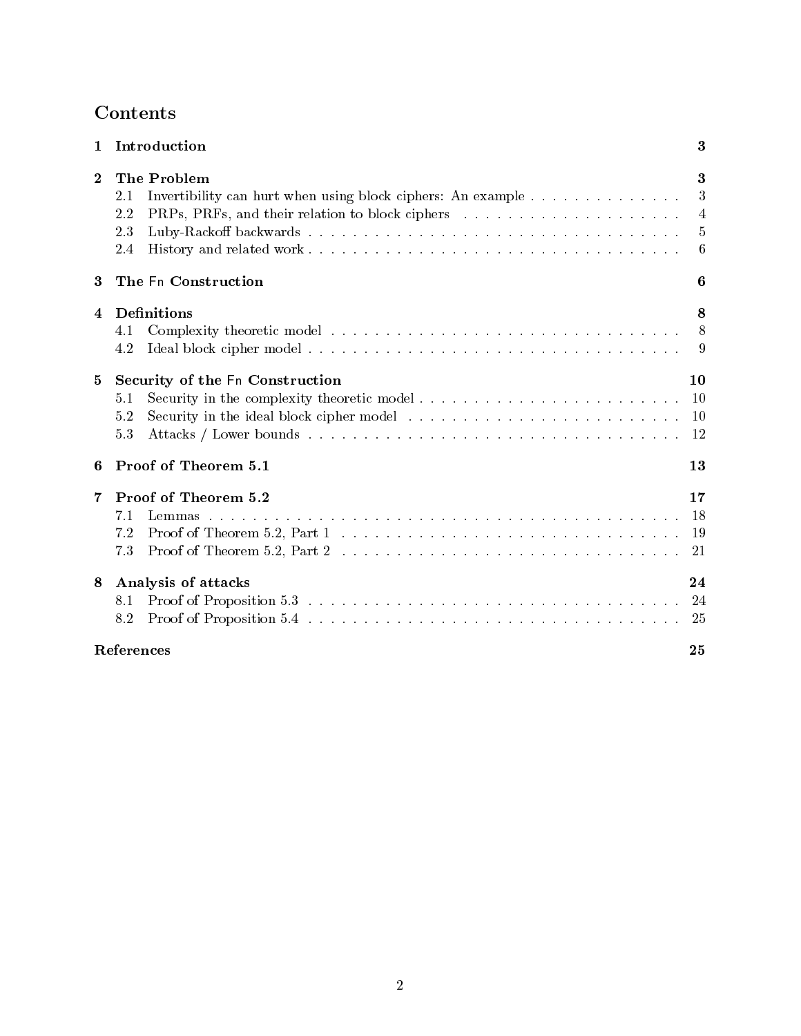## Contents

**1 Introduction** — 3

**2 The Problem** — 3

- 2.1 Invertibility can hurt when using block ciphers: An example — 3
- 2.2 PRPs, PRFs, and their relation to block ciphers — 4
- 2.3 Luby-Rackoff backwards — 5
- 2.4 History and related work — 6

**3 The Fn Construction** — 6

**4 Definitions** — 8

- 4.1 Complexity theoretic model — 8
- 4.2 Ideal block cipher model — 9

**5 Security of the Fn Construction** — 10

- 5.1 Security in the complexity theoretic model — 10
- 5.2 Security in the ideal block cipher model — 10
- 5.3 Attacks / Lower bounds — 12

**6 Proof of Theorem 5.1** — 13

**7 Proof of Theorem 5.2** — 17

- 7.1 Lemmas — 18
- 7.2 Proof of Theorem 5.2, Part 1 — 19
- 7.3 Proof of Theorem 5.2, Part 2 — 21

**8 Analysis of attacks** — 24

- 8.1 Proof of Proposition 5.3 — 24
- 8.2 Proof of Proposition 5.4 — 25

**References** — 25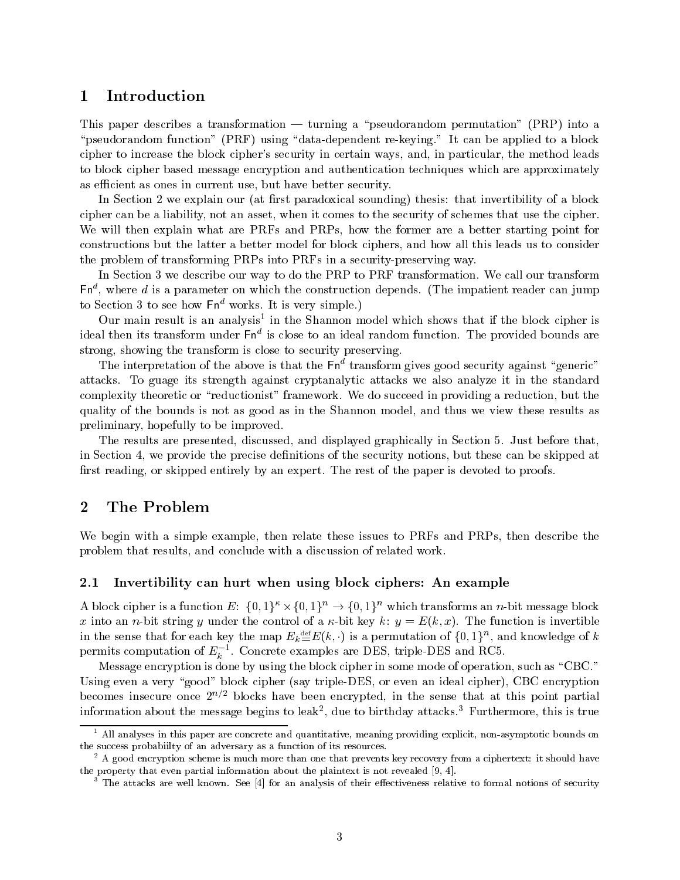# 1 Introduction

This paper describes a transformation — turning a "pseudorandom permutation" (PRP) into a "pseudorandom function" (PRF) using "data-dependent re-keying." It can be applied to a block cipher to increase the block cipher's security in certain ways, and, in particular, the method leads to block cipher based message encryption and authentication techniques which are approximately as efficient as ones in current use, but have better security.

In Section 2 we explain our (at first paradoxical sounding) thesis: that invertibility of a block cipher can be a liability, not an asset, when it comes to the security of schemes that use the cipher. We will then explain what are PRFs and PRPs, how the former are a better starting point for constructions but the latter a better model for block ciphers, and how all this leads us to consider the problem of transforming PRPs into PRFs in a security-preserving way.

In Section 3 we describe our way to do the PRP to PRF transformation. We call our transform $\mathsf{Fn}^d$, where $d$ is a parameter on which the construction depends. (The impatient reader can jump to Section 3 to see how $\mathsf{Fn}^d$ works. It is very simple.)

Our main result is an analysis[1] in the Shannon model which shows that if the block cipher is ideal then its transform under $\mathsf{Fn}^d$ is close to an ideal random function. The provided bounds are strong, showing the transform is close to security preserving.

The interpretation of the above is that the $\mathsf{Fn}^d$ transform gives good security against "generic" attacks. To guage its strength against cryptanalytic attacks we also analyze it in the standard complexity theoretic or "reductionist" framework. We do succeed in providing a reduction, but the quality of the bounds is not as good as in the Shannon model, and thus we view these results as preliminary, hopefully to be improved.

The results are presented, discussed, and displayed graphically in Section 5. Just before that, in Section 4, we provide the precise definitions of the security notions, but these can be skipped at first reading, or skipped entirely by an expert. The rest of the paper is devoted to proofs.

# 2 The Problem

We begin with a simple example, then relate these issues to PRFs and PRPs, then describe the problem that results, and conclude with a discussion of related work.

## 2.1 Invertibility can hurt when using block ciphers: An example

A block cipher is a function $E$: $\{0,1\}^\kappa \times \{0,1\}^n \to \{0,1\}^n$ which transforms an $n$-bit message block $x$ into an $n$-bit string $y$ under the control of a $\kappa$-bit key $k$: $y = E(k, x)$. The function is invertible in the sense that for each key the map $E_k \stackrel{\text{def}}{=} E(k, \cdot)$ is a permutation of $\{0,1\}^n$, and knowledge of $k$ permits computation of $E_k^{-1}$. Concrete examples are DES, triple-DES and RC5.

Message encryption is done by using the block cipher in some mode of operation, such as "CBC." Using even a very "good" block cipher (say triple-DES, or even an ideal cipher), CBC encryption becomes insecure once $2^{n/2}$ blocks have been encrypted, in the sense that at this point partial information about the message begins to leak[2], due to birthday attacks.[3] Furthermore, this is true

---

[1] All analyses in this paper are concrete and quantitative, meaning providing explicit, non-asymptotic bounds on the success probabiilty of an adversary as a function of its resources.

[2] A good encryption scheme is much more than one that prevents key recovery from a ciphertext: it should have the property that even partial information about the plaintext is not revealed [9, 4].

[3] The attacks are well known. See [4] for an analysis of their effectiveness relative to formal notions of security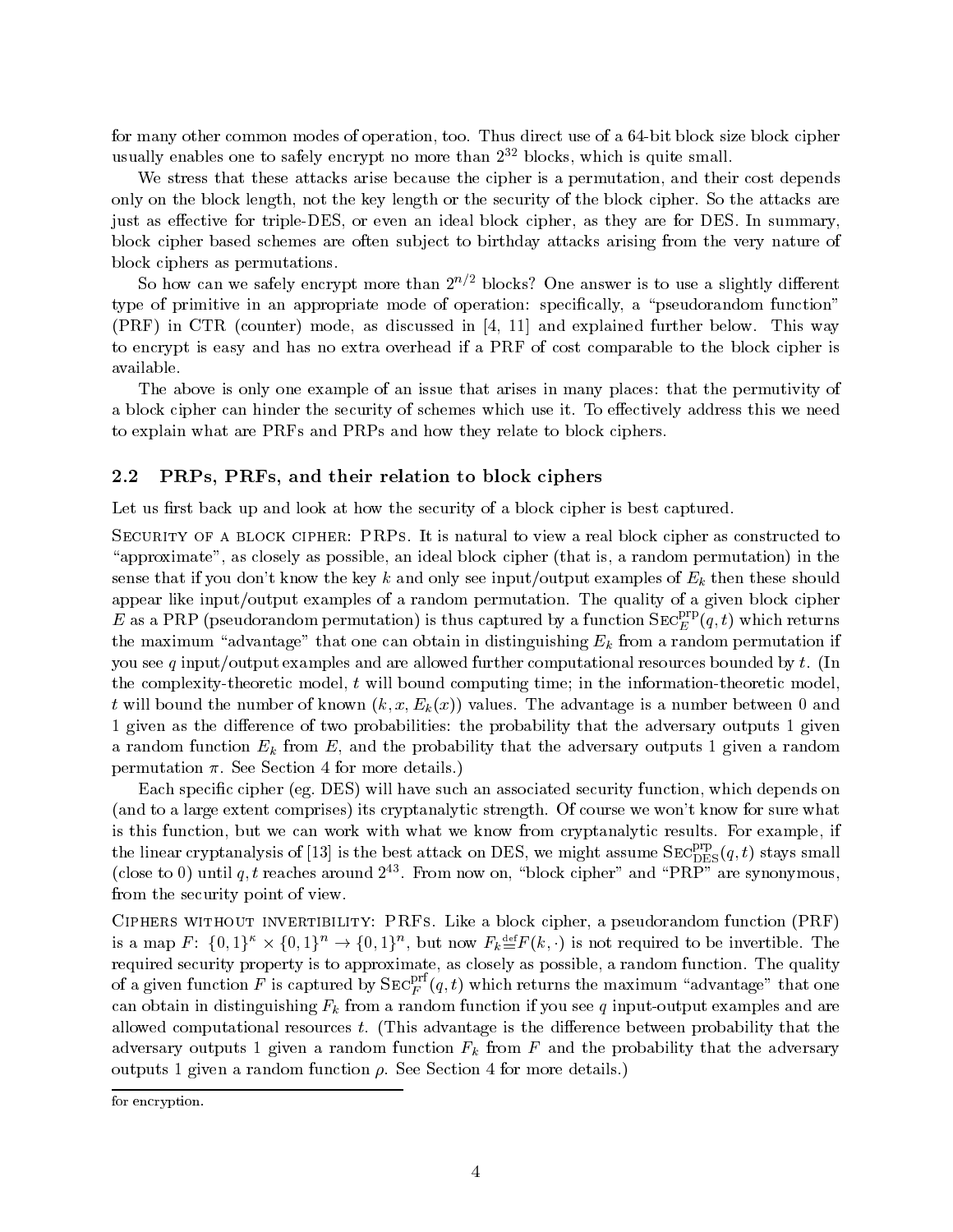for many other common modes of operation, too. Thus direct use of a 64-bit block size block cipher usually enables one to safely encrypt no more than $2^{32}$ blocks, which is quite small.

We stress that these attacks arise because the cipher is a permutation, and their cost depends only on the block length, not the key length or the security of the block cipher. So the attacks are just as effective for triple-DES, or even an ideal block cipher, as they are for DES. In summary, block cipher based schemes are often subject to birthday attacks arising from the very nature of block ciphers as permutations.

So how can we safely encrypt more than $2^{n/2}$ blocks? One answer is to use a slightly different type of primitive in an appropriate mode of operation: specifically, a "pseudorandom function" (PRF) in CTR (counter) mode, as discussed in [4, 11] and explained further below. This way to encrypt is easy and has no extra overhead if a PRF of cost comparable to the block cipher is available.

The above is only one example of an issue that arises in many places: that the permutivity of a block cipher can hinder the security of schemes which use it. To effectively address this we need to explain what are PRFs and PRPs and how they relate to block ciphers.

## 2.2 PRPs, PRFs, and their relation to block ciphers

Let us first back up and look at how the security of a block cipher is best captured.

Security of a block cipher: PRPs. It is natural to view a real block cipher as constructed to "approximate", as closely as possible, an ideal block cipher (that is, a random permutation) in the sense that if you don't know the key $k$ and only see input/output examples of $E_k$ then these should appear like input/output examples of a random permutation. The quality of a given block cipher $E$ as a PRP (pseudorandom permutation) is thus captured by a function $\mathrm{Sec}_E^{\mathrm{prp}}(q,t)$ which returns the maximum "advantage" that one can obtain in distinguishing $E_k$ from a random permutation if you see $q$ input/output examples and are allowed further computational resources bounded by $t$. (In the complexity-theoretic model, $t$ will bound computing time; in the information-theoretic model, $t$ will bound the number of known $(k, x, E_k(x))$ values. The advantage is a number between 0 and 1 given as the difference of two probabilities: the probability that the adversary outputs 1 given a random function $E_k$ from $E$, and the probability that the adversary outputs 1 given a random permutation $\pi$. See Section 4 for more details.)

Each specific cipher (eg. DES) will have such an associated security function, which depends on (and to a large extent comprises) its cryptanalytic strength. Of course we won't know for sure what is this function, but we can work with what we know from cryptanalytic results. For example, if the linear cryptanalysis of [13] is the best attack on DES, we might assume $\mathrm{Sec}_{\mathrm{DES}}^{\mathrm{prp}}(q,t)$ stays small (close to 0) until $q,t$ reaches around $2^{43}$. From now on, "block cipher" and "PRP" are synonymous, from the security point of view.

Ciphers without invertibility: PRFs. Like a block cipher, a pseudorandom function (PRF) is a map $F\colon \{0,1\}^{\kappa} \times \{0,1\}^n \to \{0,1\}^n$, but now $F_k \stackrel{\mathrm{def}}{=} F(k,\cdot)$ is not required to be invertible. The required security property is to approximate, as closely as possible, a random function. The quality of a given function $F$ is captured by $\mathrm{Sec}_F^{\mathrm{prf}}(q,t)$ which returns the maximum "advantage" that one can obtain in distinguishing $F_k$ from a random function if you see $q$ input-output examples and are allowed computational resources $t$. (This advantage is the difference between probability that the adversary outputs 1 given a random function $F_k$ from $F$ and the probability that the adversary outputs 1 given a random function $\rho$. See Section 4 for more details.)

for encryption.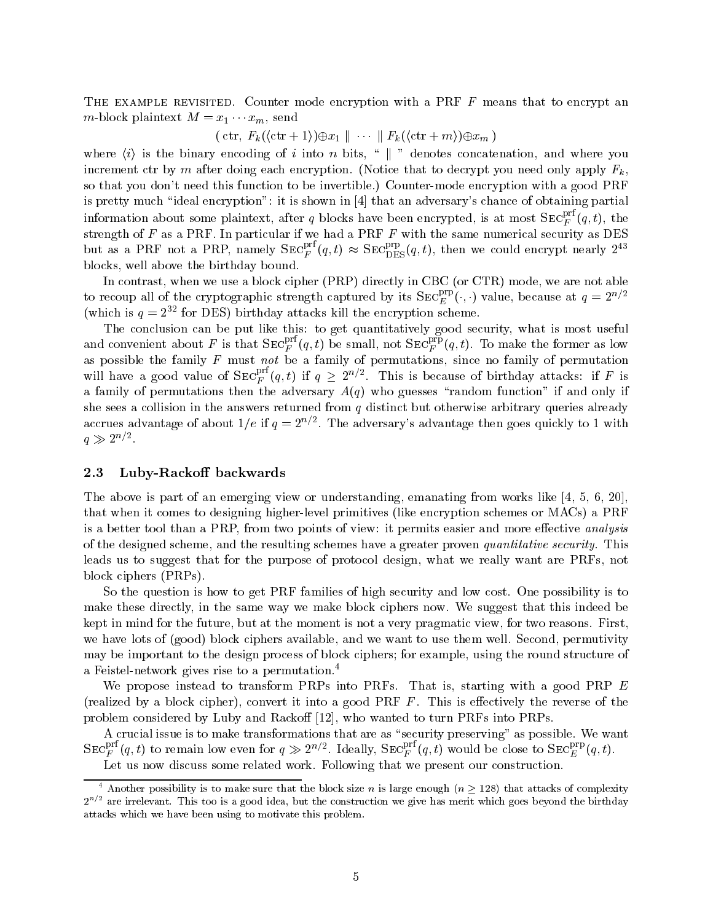**The example revisited.** Counter mode encryption with a PRF $F$ means that to encrypt an $m$-block plaintext $M = x_1 \cdots x_m$, send

$$( \text{ctr},\ F_k(\langle \text{ctr}+1 \rangle) \oplus x_1 \ \| \ \cdots \ \| \ F_k(\langle \text{ctr}+m \rangle) \oplus x_m )$$

where $\langle i \rangle$ is the binary encoding of $i$ into $n$ bits, " $\|$ " denotes concatenation, and where you increment ctr by $m$ after doing each encryption. (Notice that to decrypt you need only apply $F_k$, so that you don't need this function to be invertible.) Counter-mode encryption with a good PRF is pretty much "ideal encryption": it is shown in [4] that an adversary's chance of obtaining partial information about some plaintext, after $q$ blocks have been encrypted, is at most $\text{Sec}_F^{\text{prf}}(q,t)$, the strength of $F$ as a PRF. In particular if we had a PRF $F$ with the same numerical security as DES but as a PRF not a PRP, namely $\text{Sec}_F^{\text{prf}}(q,t) \approx \text{Sec}_{\text{DES}}^{\text{prp}}(q,t)$, then we could encrypt nearly $2^{43}$ blocks, well above the birthday bound.

In contrast, when we use a block cipher (PRP) directly in CBC (or CTR) mode, we are not able to recoup all of the cryptographic strength captured by its $\text{Sec}_E^{\text{prp}}(\cdot,\cdot)$ value, because at $q = 2^{n/2}$ (which is $q = 2^{32}$ for DES) birthday attacks kill the encryption scheme.

The conclusion can be put like this: to get quantitatively good security, what is most useful and convenient about $F$ is that $\text{Sec}_F^{\text{prf}}(q,t)$ be small, not $\text{Sec}_F^{\text{prp}}(q,t)$. To make the former as low as possible the family $F$ must *not* be a family of permutations, since no family of permutation will have a good value of $\text{Sec}_F^{\text{prf}}(q,t)$ if $q \geq 2^{n/2}$. This is because of birthday attacks: if $F$ is a family of permutations then the adversary $A(q)$ who guesses "random function" if and only if she sees a collision in the answers returned from $q$ distinct but otherwise arbitrary queries already accrues advantage of about $1/e$ if $q = 2^{n/2}$. The adversary's advantage then goes quickly to 1 with $q \gg 2^{n/2}$.

### 2.3 Luby-Rackoff backwards

The above is part of an emerging view or understanding, emanating from works like [4, 5, 6, 20], that when it comes to designing higher-level primitives (like encryption schemes or MACs) a PRF is a better tool than a PRP, from two points of view: it permits easier and more effective *analysis* of the designed scheme, and the resulting schemes have a greater proven *quantitative security*. This leads us to suggest that for the purpose of protocol design, what we really want are PRFs, not block ciphers (PRPs).

So the question is how to get PRF families of high security and low cost. One possibility is to make these directly, in the same way we make block ciphers now. We suggest that this indeed be kept in mind for the future, but at the moment is not a very pragmatic view, for two reasons. First, we have lots of (good) block ciphers available, and we want to use them well. Second, permutivity may be important to the design process of block ciphers; for example, using the round structure of a Feistel-network gives rise to a permutation.[4]

We propose instead to transform PRPs into PRFs. That is, starting with a good PRP $E$ (realized by a block cipher), convert it into a good PRF $F$. This is effectively the reverse of the problem considered by Luby and Rackoff [12], who wanted to turn PRFs into PRPs.

A crucial issue is to make transformations that are as "security preserving" as possible. We want $\text{Sec}_F^{\text{prf}}(q,t)$ to remain low even for $q \gg 2^{n/2}$. Ideally, $\text{Sec}_F^{\text{prp}}(q,t)$ would be close to $\text{Sec}_E^{\text{prp}}(q,t)$.

Let us now discuss some related work. Following that we present our construction.

---

[4] Another possibility is to make sure that the block size $n$ is large enough ($n \geq 128$) that attacks of complexity $2^{n/2}$ are irrelevant. This too is a good idea, but the construction we give has merit which goes beyond the birthday attacks which we have been using to motivate this problem.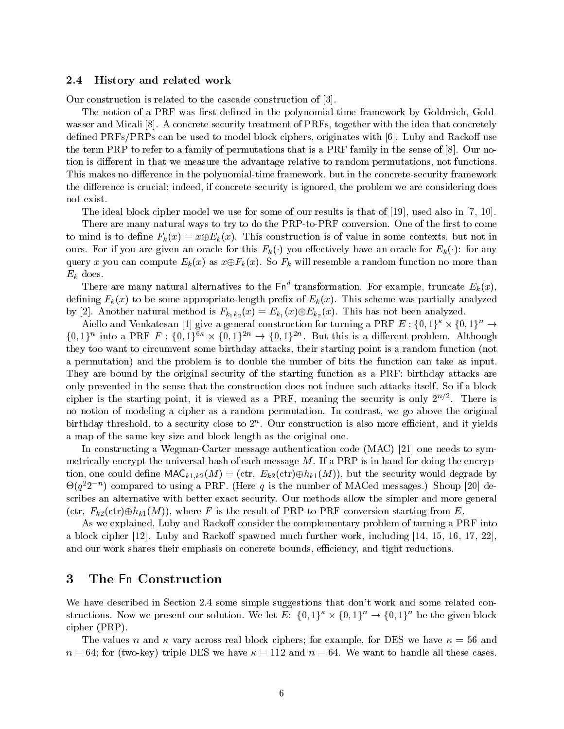### 2.4 History and related work

Our construction is related to the cascade construction of [3].

The notion of a PRF was first defined in the polynomial-time framework by Goldreich, Goldwasser and Micali [8]. A concrete security treatment of PRFs, together with the idea that concretely defined PRFs/PRPs can be used to model block ciphers, originates with [6]. Luby and Rackoff use the term PRP to refer to a family of permutations that is a PRF family in the sense of [8]. Our notion is different in that we measure the advantage relative to random permutations, not functions. This makes no difference in the polynomial-time framework, but in the concrete-security framework the difference is crucial; indeed, if concrete security is ignored, the problem we are considering does not exist.

The ideal block cipher model we use for some of our results is that of [19], used also in [7, 10].

There are many natural ways to try to do the PRP-to-PRF conversion. One of the first to come to mind is to define $F_k(x) = x \oplus E_k(x)$. This construction is of value in some contexts, but not in ours. For if you are given an oracle for this $F_k(\cdot)$ you effectively have an oracle for $E_k(\cdot)$: for any query $x$ you can compute $E_k(x)$ as $x \oplus F_k(x)$. So $F_k$ will resemble a random function no more than $E_k$ does.

There are many natural alternatives to the $\mathsf{Fn}^d$ transformation. For example, truncate $E_k(x)$, defining $F_k(x)$ to be some appropriate-length prefix of $E_k(x)$. This scheme was partially analyzed by [2]. Another natural method is $F_{k_1 k_2}(x) = E_{k_1}(x) \oplus E_{k_2}(x)$. This has not been analyzed.

Aiello and Venkatesan [1] give a general construction for turning a PRF $E : \{0,1\}^\kappa \times \{0,1\}^n \to \{0,1\}^n$ into a PRF $F : \{0,1\}^{6\kappa} \times \{0,1\}^{2n} \to \{0,1\}^{2n}$. But this is a different problem. Although they too want to circumvent some birthday attacks, their starting point is a random function (not a permutation) and the problem is to double the number of bits the function can take as input. They are bound by the original security of the starting function as a PRF: birthday attacks are only prevented in the sense that the construction does not induce such attacks itself. So if a block cipher is the starting point, it is viewed as a PRF, meaning the security is only $2^{n/2}$. There is no notion of modeling a cipher as a random permutation. In contrast, we go above the original birthday threshold, to a security close to $2^n$. Our construction is also more efficient, and it yields a map of the same key size and block length as the original one.

In constructing a Wegman-Carter message authentication code (MAC) [21] one needs to symmetrically encrypt the universal-hash of each message $M$. If a PRP is in hand for doing the encryption, one could define $\mathsf{MAC}_{k1,k2}(M) = (\text{ctr},\ E_{k2}(\text{ctr}) \oplus h_{k1}(M))$, but the security would degrade by $\Theta(q^2 2^{-n})$ compared to using a PRF. (Here $q$ is the number of MACed messages.) Shoup [20] describes an alternative with better exact security. Our methods allow the simpler and more general $(\text{ctr},\ F_{k2}(\text{ctr}) \oplus h_{k1}(M))$, where $F$ is the result of PRP-to-PRF conversion starting from $E$.

As we explained, Luby and Rackoff consider the complementary problem of turning a PRF into a block cipher [12]. Luby and Rackoff spawned much further work, including [14, 15, 16, 17, 22], and our work shares their emphasis on concrete bounds, efficiency, and tight reductions.

## 3 The $\mathsf{Fn}$ Construction

We have described in Section 2.4 some simple suggestions that don't work and some related constructions. Now we present our solution. We let $E$: $\{0,1\}^\kappa \times \{0,1\}^n \to \{0,1\}^n$ be the given block cipher (PRP).

The values $n$ and $\kappa$ vary across real block ciphers; for example, for DES we have $\kappa = 56$ and $n = 64$; for (two-key) triple DES we have $\kappa = 112$ and $n = 64$. We want to handle all these cases.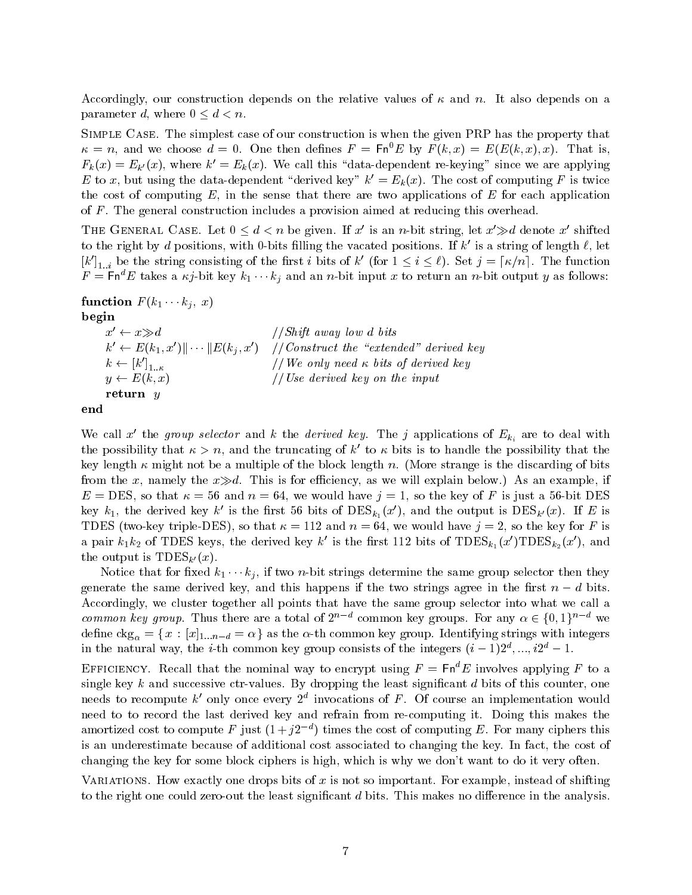Accordingly, our construction depends on the relative values of $\kappa$ and $n$. It also depends on a parameter $d$, where $0 \le d < n$.

Simple Case. The simplest case of our construction is when the given PRP has the property that $\kappa = n$, and we choose $d = 0$. One then defines $F = \mathsf{Fn}^0 E$ by $F(k, x) = E(E(k, x), x)$. That is, $F_k(x) = E_{k'}(x)$, where $k' = E_k(x)$. We call this "data-dependent re-keying" since we are applying $E$ to $x$, but using the data-dependent "derived key" $k' = E_k(x)$. The cost of computing $F$ is twice the cost of computing $E$, in the sense that there are two applications of $E$ for each application of $F$. The general construction includes a provision aimed at reducing this overhead.

The General Case. Let $0 \le d < n$ be given. If $x'$ is an $n$-bit string, let $x' \gg d$ denote $x'$ shifted to the right by $d$ positions, with 0-bits filling the vacated positions. If $k'$ is a string of length $\ell$, let $[k']_{1..i}$ be the string consisting of the first $i$ bits of $k'$ (for $1 \le i \le \ell$). Set $j = \lceil \kappa / n \rceil$. The function $F = \mathsf{Fn}^d E$ takes a $\kappa j$-bit key $k_1 \cdots k_j$ and an $n$-bit input $x$ to return an $n$-bit output $y$ as follows:

**function** $F(k_1 \cdots k_j,\ x)$
**begin**
  $x' \leftarrow x \gg d$  //*Shift away low d bits*
  $k' \leftarrow E(k_1, x') \| \cdots \| E(k_j, x')$  //*Construct the "extended" derived key*
  $k \leftarrow [k']_{1..\kappa}$  //*We only need $\kappa$ bits of derived key*
  $y \leftarrow E(k, x)$  //*Use derived key on the input*
  **return** $y$
**end**

We call $x'$ the *group selector* and $k$ the *derived key*. The $j$ applications of $E_{k_i}$ are to deal with the possibility that $\kappa > n$, and the truncating of $k'$ to $\kappa$ bits is to handle the possibility that the key length $\kappa$ might not be a multiple of the block length $n$. (More strange is the discarding of bits from the $x$, namely the $x \gg d$. This is for efficiency, as we will explain below.) As an example, if $E = \text{DES}$, so that $\kappa = 56$ and $n = 64$, we would have $j = 1$, so the key of $F$ is just a 56-bit DES key $k_1$, the derived key $k'$ is the first 56 bits of $\text{DES}_{k_1}(x')$, and the output is $\text{DES}_{k'}(x)$. If $E$ is TDES (two-key triple-DES), so that $\kappa = 112$ and $n = 64$, we would have $j = 2$, so the key for $F$ is a pair $k_1 k_2$ of TDES keys, the derived key $k'$ is the first 112 bits of $\text{TDES}_{k_1}(x')\text{TDES}_{k_2}(x')$, and the output is $\text{TDES}_{k'}(x)$.

Notice that for fixed $k_1 \cdots k_j$, if two $n$-bit strings determine the same group selector then they generate the same derived key, and this happens if the two strings agree in the first $n - d$ bits. Accordingly, we cluster together all points that have the same group selector into what we call a *common key group*. Thus there are a total of $2^{n-d}$ common key groups. For any $\alpha \in \{0,1\}^{n-d}$ we define $\text{ckg}_\alpha = \{ x : [x]_{1\ldots n-d} = \alpha \}$ as the $\alpha$-th common key group. Identifying strings with integers in the natural way, the $i$-th common key group consists of the integers $(i-1)2^d, \ldots, i2^d - 1$.

Efficiency. Recall that the nominal way to encrypt using $F = \mathsf{Fn}^d E$ involves applying $F$ to a single key $k$ and successive ctr-values. By dropping the least significant $d$ bits of this counter, one needs to recompute $k'$ only once every $2^d$ invocations of $F$. Of course an implementation would need to to record the last derived key and refrain from re-computing it. Doing this makes the amortized cost to compute $F$ just $(1 + j2^{-d})$ times the cost of computing $E$. For many ciphers this is an underestimate because of additional cost associated to changing the key. In fact, the cost of changing the key for some block ciphers is high, which is why we don't want to do it very often.

Variations. How exactly one drops bits of $x$ is not so important. For example, instead of shifting to the right one could zero-out the least significant $d$ bits. This makes no difference in the analysis.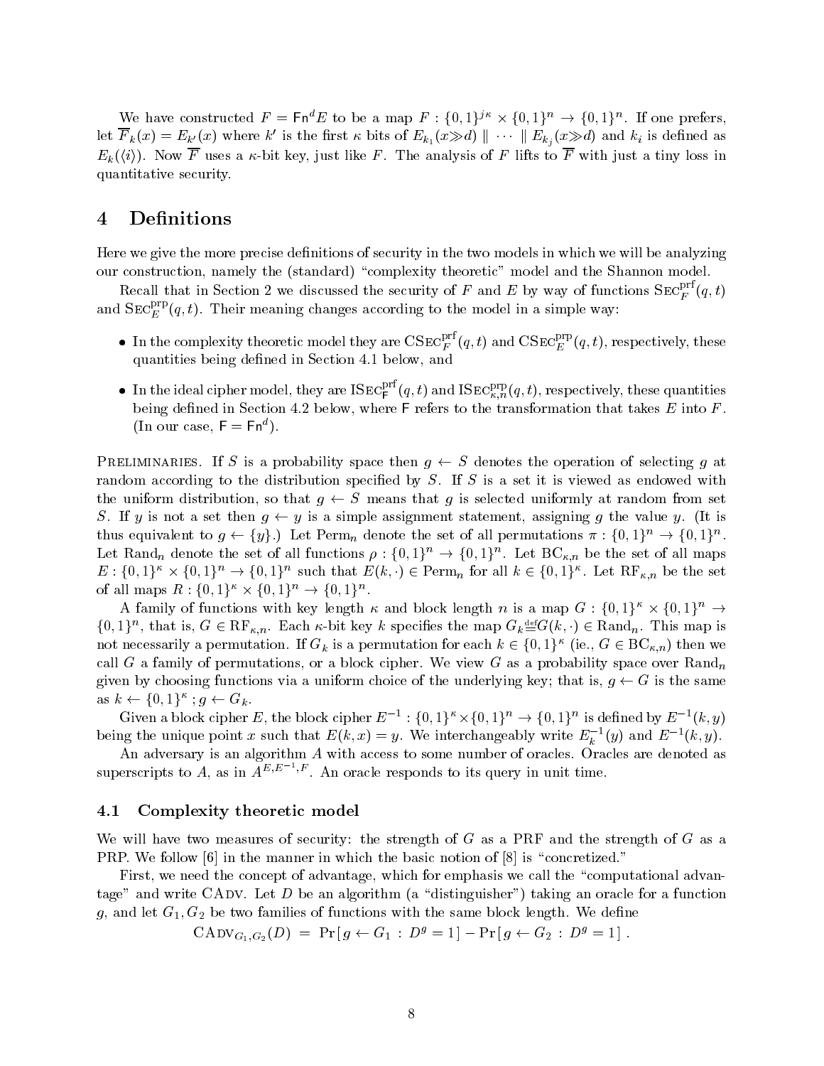We have constructed $F = \mathsf{Fn}^d E$ to be a map $F : \{0,1\}^{j\kappa} \times \{0,1\}^n \to \{0,1\}^n$. If one prefers, let $\overline{F}_k(x) = E_{k'}(x)$ where $k'$ is the first $\kappa$ bits of $E_{k_1}(x \gg d) \parallel \cdots \parallel E_{k_j}(x \gg d)$ and $k_i$ is defined as $E_k(\langle i \rangle)$. Now $\overline{F}$ uses a $\kappa$-bit key, just like $F$. The analysis of $F$ lifts to $\overline{F}$ with just a tiny loss in quantitative security.

# 4 Definitions

Here we give the more precise definitions of security in the two models in which we will be analyzing our construction, namely the (standard) "complexity theoretic" model and the Shannon model.

Recall that in Section 2 we discussed the security of $F$ and $E$ by way of functions $\mathrm{SEC}_F^{\mathrm{prf}}(q,t)$ and $\mathrm{SEC}_E^{\mathrm{prp}}(q,t)$. Their meaning changes according to the model in a simple way:

- In the complexity theoretic model they are $\mathrm{CSEC}_F^{\mathrm{prf}}(q,t)$ and $\mathrm{CSEC}_E^{\mathrm{prp}}(q,t)$, respectively, these quantities being defined in Section 4.1 below, and
- In the ideal cipher model, they are $\mathrm{ISEC}_{\mathsf{F}}^{\mathrm{prf}}(q,t)$ and $\mathrm{ISEC}_{\kappa,n}^{\mathrm{prp}}(q,t)$, respectively, these quantities being defined in Section 4.2 below, where $\mathsf{F}$ refers to the transformation that takes $E$ into $F$. (In our case, $\mathsf{F} = \mathsf{Fn}^d$).

PRELIMINARIES. If $S$ is a probability space then $g \leftarrow S$ denotes the operation of selecting $g$ at random according to the distribution specified by $S$. If $S$ is a set it is viewed as endowed with the uniform distribution, so that $g \leftarrow S$ means that $g$ is selected uniformly at random from set $S$. If $y$ is not a set then $g \leftarrow y$ is a simple assignment statement, assigning $g$ the value $y$. (It is thus equivalent to $g \leftarrow \{y\}$.) Let $\mathrm{Perm}_n$ denote the set of all permutations $\pi : \{0,1\}^n \to \{0,1\}^n$. Let $\mathrm{Rand}_n$ denote the set of all functions $\rho : \{0,1\}^n \to \{0,1\}^n$. Let $\mathrm{BC}_{\kappa,n}$ be the set of all maps $E : \{0,1\}^\kappa \times \{0,1\}^n \to \{0,1\}^n$ such that $E(k,\cdot) \in \mathrm{Perm}_n$ for all $k \in \{0,1\}^\kappa$. Let $\mathrm{RF}_{\kappa,n}$ be the set of all maps $R : \{0,1\}^\kappa \times \{0,1\}^n \to \{0,1\}^n$.

A family of functions with key length $\kappa$ and block length $n$ is a map $G : \{0,1\}^\kappa \times \{0,1\}^n \to \{0,1\}^n$, that is, $G \in \mathrm{RF}_{\kappa,n}$. Each $\kappa$-bit key $k$ specifies the map $G_k \stackrel{\mathrm{def}}{=} G(k,\cdot) \in \mathrm{Rand}_n$. This map is not necessarily a permutation. If $G_k$ is a permutation for each $k \in \{0,1\}^\kappa$ (ie., $G \in \mathrm{BC}_{\kappa,n}$) then we call $G$ a family of permutations, or a block cipher. We view $G$ as a probability space over $\mathrm{Rand}_n$ given by choosing functions via a uniform choice of the underlying key; that is, $g \leftarrow G$ is the same as $k \leftarrow \{0,1\}^\kappa$ ; $g \leftarrow G_k$.

Given a block cipher $E$, the block cipher $E^{-1} : \{0,1\}^\kappa \times \{0,1\}^n \to \{0,1\}^n$ is defined by $E^{-1}(k,y)$ being the unique point $x$ such that $E(k,x) = y$. We interchangeably write $E_k^{-1}(y)$ and $E^{-1}(k,y)$.

An adversary is an algorithm $A$ with access to some number of oracles. Oracles are denoted as superscripts to $A$, as in $A^{E,E^{-1},F}$. An oracle responds to its query in unit time.

## 4.1 Complexity theoretic model

We will have two measures of security: the strength of $G$ as a PRF and the strength of $G$ as a PRP. We follow [6] in the manner in which the basic notion of [8] is "concretized."

First, we need the concept of advantage, which for emphasis we call the "computational advantage" and write CADV. Let $D$ be an algorithm (a "distinguisher") taking an oracle for a function $g$, and let $G_1, G_2$ be two families of functions with the same block length. We define

$$\mathrm{CADV}_{G_1,G_2}(D) \;=\; \Pr[\, g \leftarrow G_1 \,:\, D^g = 1\,] - \Pr[\, g \leftarrow G_2 \,:\, D^g = 1\,] \;.$$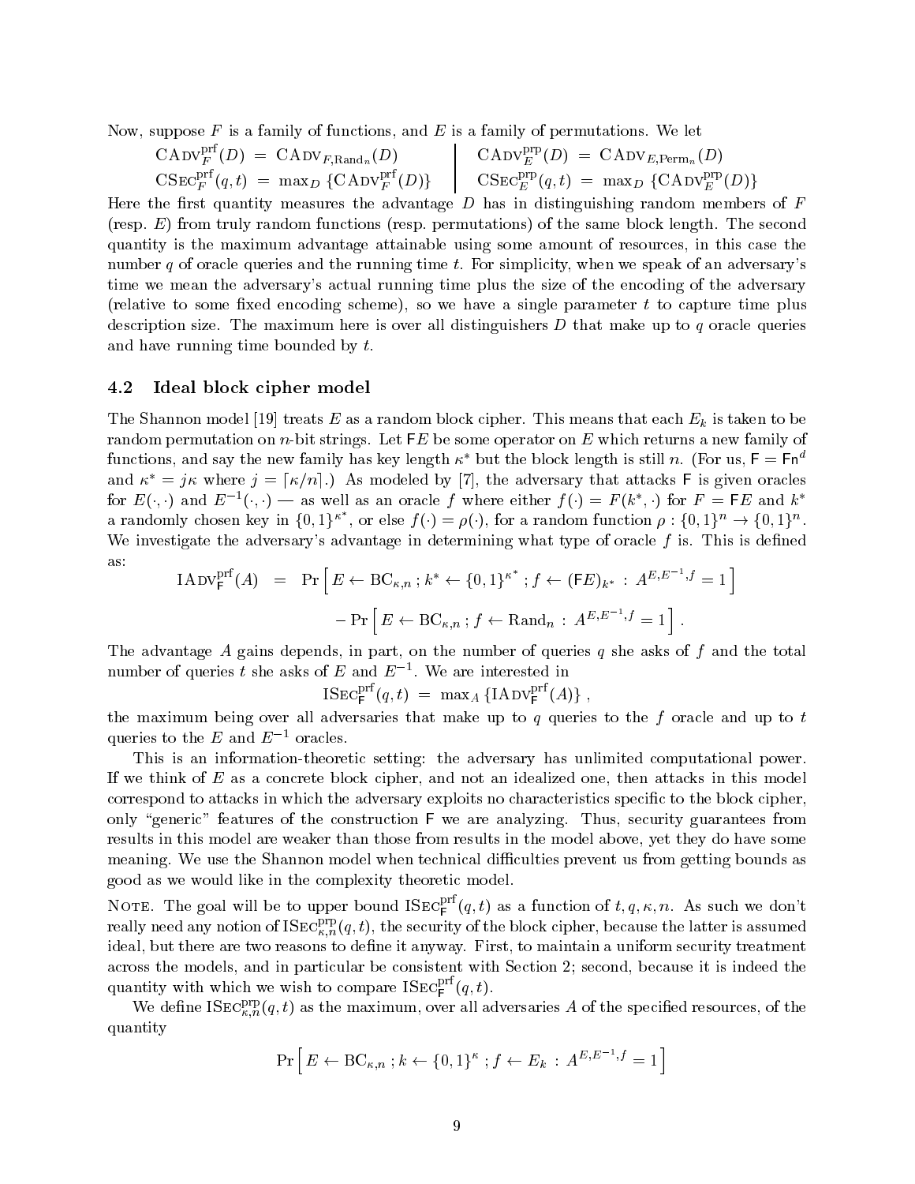Now, suppose $F$ is a family of functions, and $E$ is a family of permutations. We let

$$\mathrm{CAdv}^{\mathrm{prf}}_{F}(D) \;=\; \mathrm{CAdv}_{F,\mathrm{Rand}_n}(D) \qquad\qquad \mathrm{CAdv}^{\mathrm{prp}}_{E}(D) \;=\; \mathrm{CAdv}_{E,\mathrm{Perm}_n}(D)$$

$$\mathrm{CSec}^{\mathrm{prf}}_{F}(q,t) \;=\; \max_D \,\{\mathrm{CAdv}^{\mathrm{prf}}_{F}(D)\} \qquad\qquad \mathrm{CSec}^{\mathrm{prp}}_{E}(q,t) \;=\; \max_D \,\{\mathrm{CAdv}^{\mathrm{prp}}_{E}(D)\}$$

Here the first quantity measures the advantage $D$ has in distinguishing random members of $F$ (resp. $E$) from truly random functions (resp. permutations) of the same block length. The second quantity is the maximum advantage attainable using some amount of resources, in this case the number $q$ of oracle queries and the running time $t$. For simplicity, when we speak of an adversary's time we mean the adversary's actual running time plus the size of the encoding of the adversary (relative to some fixed encoding scheme), so we have a single parameter $t$ to capture time plus description size. The maximum here is over all distinguishers $D$ that make up to $q$ oracle queries and have running time bounded by $t$.

### 4.2 Ideal block cipher model

The Shannon model [19] treats $E$ as a random block cipher. This means that each $E_k$ is taken to be random permutation on $n$-bit strings. Let $\mathsf{F}E$ be some operator on $E$ which returns a new family of functions, and say the new family has key length $\kappa^*$ but the block length is still $n$. (For us, $\mathsf{F} = \mathsf{Fn}^d$ and $\kappa^* = j\kappa$ where $j = \lceil \kappa/n \rceil$.) As modeled by [7], the adversary that attacks $\mathsf{F}$ is given oracles for $E(\cdot,\cdot)$ and $E^{-1}(\cdot,\cdot)$ — as well as an oracle $f$ where either $f(\cdot) = F(k^*,\cdot)$ for $F = \mathsf{F}E$ and $k^*$ a randomly chosen key in $\{0,1\}^{\kappa^*}$, or else $f(\cdot) = \rho(\cdot)$, for a random function $\rho : \{0,1\}^n \to \{0,1\}^n$. We investigate the adversary's advantage in determining what type of oracle $f$ is. This is defined as:

$$\begin{aligned}\mathrm{IAdv}^{\mathrm{prf}}_{\mathsf{F}}(A) \;&=\; \Pr\left[\, E \leftarrow \mathrm{BC}_{\kappa,n}\,;\, k^* \leftarrow \{0,1\}^{\kappa^*}\,;\, f \leftarrow (\mathsf{F}E)_{k^*} \,:\, A^{E,E^{-1},f} = 1 \,\right] \\ &\quad - \Pr\left[\, E \leftarrow \mathrm{BC}_{\kappa,n}\,;\, f \leftarrow \mathrm{Rand}_n \,:\, A^{E,E^{-1},f} = 1 \,\right].\end{aligned}$$

The advantage $A$ gains depends, in part, on the number of queries $q$ she asks of $f$ and the total number of queries $t$ she asks of $E$ and $E^{-1}$. We are interested in

$$\mathrm{ISec}^{\mathrm{prf}}_{\mathsf{F}}(q,t) \;=\; \max_A \,\{\mathrm{IAdv}^{\mathrm{prf}}_{\mathsf{F}}(A)\}\,,$$

the maximum being over all adversaries that make up to $q$ queries to the $f$ oracle and up to $t$ queries to the $E$ and $E^{-1}$ oracles.

This is an information-theoretic setting: the adversary has unlimited computational power. If we think of $E$ as a concrete block cipher, and not an idealized one, then attacks in this model correspond to attacks in which the adversary exploits no characteristics specific to the block cipher, only "generic" features of the construction $\mathsf{F}$ we are analyzing. Thus, security guarantees from results in this model are weaker than those from results in the model above, yet they do have some meaning. We use the Shannon model when technical difficulties prevent us from getting bounds as good as we would like in the complexity theoretic model.

Note. The goal will be to upper bound $\mathrm{ISec}^{\mathrm{prf}}_{\mathsf{F}}(q,t)$ as a function of $t, q, \kappa, n$. As such we don't really need any notion of $\mathrm{ISec}^{\mathrm{prp}}_{\kappa,n}(q,t)$, the security of the block cipher, because the latter is assumed ideal, but there are two reasons to define it anyway. First, to maintain a uniform security treatment across the models, and in particular be consistent with Section 2; second, because it is indeed the quantity with which we wish to compare $\mathrm{ISec}^{\mathrm{prf}}_{\mathsf{F}}(q,t)$.

We define $\mathrm{ISec}^{\mathrm{prp}}_{\kappa,n}(q,t)$ as the maximum, over all adversaries $A$ of the specified resources, of the quantity

$$\Pr\left[\, E \leftarrow \mathrm{BC}_{\kappa,n}\,;\, k \leftarrow \{0,1\}^{\kappa}\,;\, f \leftarrow E_k \,:\, A^{E,E^{-1},f} = 1 \,\right]$$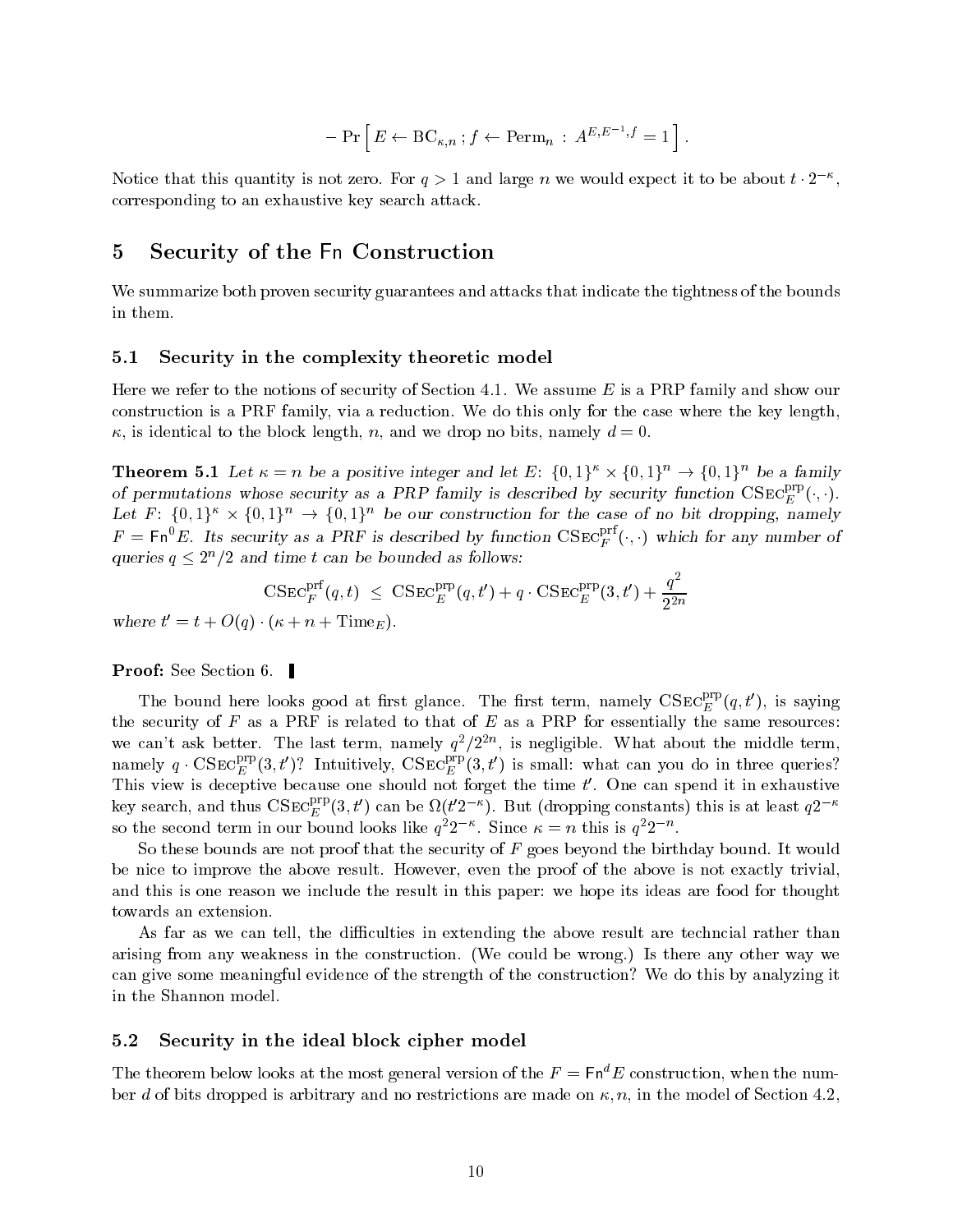$$- \Pr\left[ E \leftarrow \mathrm{BC}_{\kappa,n} \,;\, f \leftarrow \mathrm{Perm}_n \,:\, A^{E,E^{-1},f} = 1 \right].$$

Notice that this quantity is not zero. For $q > 1$ and large $n$ we would expect it to be about $t \cdot 2^{-\kappa}$, corresponding to an exhaustive key search attack.

# 5 Security of the Fn Construction

We summarize both proven security guarantees and attacks that indicate the tightness of the bounds in them.

## 5.1 Security in the complexity theoretic model

Here we refer to the notions of security of Section 4.1. We assume $E$ is a PRP family and show our construction is a PRF family, via a reduction. We do this only for the case where the key length, $\kappa$, is identical to the block length, $n$, and we drop no bits, namely $d = 0$.

**Theorem 5.1** *Let $\kappa = n$ be a positive integer and let $E$: $\{0,1\}^\kappa \times \{0,1\}^n \to \{0,1\}^n$ be a family of permutations whose security as a PRP family is described by security function $\mathrm{CSEC}_E^{\mathrm{prp}}(\cdot,\cdot)$. Let $F$: $\{0,1\}^\kappa \times \{0,1\}^n \to \{0,1\}^n$ be our construction for the case of no bit dropping, namely $F = \mathsf{Fn}^0 E$. Its security as a PRF is described by function $\mathrm{CSEC}_F^{\mathrm{prf}}(\cdot,\cdot)$ which for any number of queries $q \le 2^n/2$ and time $t$ can be bounded as follows:*

$$\mathrm{CSEC}_F^{\mathrm{prf}}(q,t) \;\le\; \mathrm{CSEC}_E^{\mathrm{prp}}(q,t') + q \cdot \mathrm{CSEC}_E^{\mathrm{prp}}(3,t') + \frac{q^2}{2^{2n}}$$

*where $t' = t + O(q) \cdot (\kappa + n + \mathrm{Time}_E)$.*

**Proof:** See Section 6. ▌

The bound here looks good at first glance. The first term, namely $\mathrm{CSEC}_E^{\mathrm{prp}}(q,t')$, is saying the security of $F$ as a PRF is related to that of $E$ as a PRP for essentially the same resources: we can't ask better. The last term, namely $q^2/2^{2n}$, is negligible. What about the middle term, namely $q \cdot \mathrm{CSEC}_E^{\mathrm{prp}}(3,t')$? Intuitively, $\mathrm{CSEC}_E^{\mathrm{prp}}(3,t')$ is small: what can you do in three queries? This view is deceptive because one should not forget the time $t'$. One can spend it in exhaustive key search, and thus $\mathrm{CSEC}_E^{\mathrm{prp}}(3,t')$ can be $\Omega(t'2^{-\kappa})$. But (dropping constants) this is at least $q2^{-\kappa}$ so the second term in our bound looks like $q^2 2^{-\kappa}$. Since $\kappa = n$ this is $q^2 2^{-n}$.

So these bounds are not proof that the security of $F$ goes beyond the birthday bound. It would be nice to improve the above result. However, even the proof of the above is not exactly trivial, and this is one reason we include the result in this paper: we hope its ideas are food for thought towards an extension.

As far as we can tell, the difficulties in extending the above result are techncial rather than arising from any weakness in the construction. (We could be wrong.) Is there any other way we can give some meaningful evidence of the strength of the construction? We do this by analyzing it in the Shannon model.

## 5.2 Security in the ideal block cipher model

The theorem below looks at the most general version of the $F = \mathsf{Fn}^d E$ construction, when the number $d$ of bits dropped is arbitrary and no restrictions are made on $\kappa, n$, in the model of Section 4.2,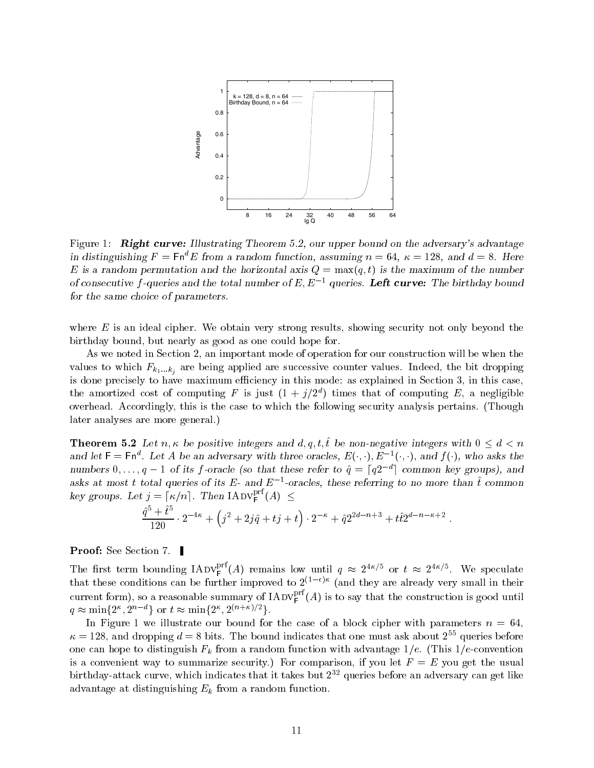Figure 1: ***Right curve:*** *Illustrating Theorem 5.2, our upper bound on the adversary's advantage in distinguishing $F = \mathsf{Fn}^d E$ from a random function, assuming $n = 64$, $\kappa = 128$, and $d = 8$. Here $E$ is a random permutation and the horizontal axis $Q = \max(q, t)$ is the maximum of the number of consecutive $f$-queries and the total number of $E, E^{-1}$ queries.* ***Left curve:*** *The birthday bound for the same choice of parameters.*

where $E$ is an ideal cipher. We obtain very strong results, showing security not only beyond the birthday bound, but nearly as good as one could hope for.

As we noted in Section 2, an important mode of operation for our construction will be when the values to which $F_{k_1 \ldots k_j}$ are being applied are successive counter values. Indeed, the bit dropping is done precisely to have maximum efficiency in this mode: as explained in Section 3, in this case, the amortized cost of computing $F$ is just $(1 + j/2^d)$ times that of computing $E$, a negligible overhead. Accordingly, this is the case to which the following security analysis pertains. (Though later analyses are more general.)

**Theorem 5.2** *Let $n, \kappa$ be positive integers and $d, q, t, \hat{t}$ be non-negative integers with $0 \le d < n$ and let $\mathsf{F} = \mathsf{Fn}^d$. Let $A$ be an adversary with three oracles, $E(\cdot,\cdot)$, $E^{-1}(\cdot,\cdot)$, and $f(\cdot)$, who asks the numbers $0, \ldots, q-1$ of its $f$-oracle (so that these refer to $\hat{q} = \lceil q 2^{-d} \rceil$ common key groups), and asks at most $t$ total queries of its $E$- and $E^{-1}$-oracles, these referring to no more than $\hat{t}$ common key groups. Let $j = \lceil \kappa/n \rceil$. Then $\mathrm{IADV}^{\mathrm{prf}}_{\mathsf{F}}(A) \le$*

$$\frac{\hat{q}^5 + \hat{t}^5}{120} \cdot 2^{-4\kappa} + \left(j^2 + 2j\hat{q} + tj + t\right) \cdot 2^{-\kappa} + \hat{q} 2^{2d-n+3} + t\hat{t} 2^{d-n-\kappa+2} \ .$$

**Proof:** See Section 7. ▌

The first term bounding $\mathrm{IADV}^{\mathrm{prf}}_{\mathsf{F}}(A)$ remains low until $q \approx 2^{4\kappa/5}$ or $t \approx 2^{4\kappa/5}$. We speculate that these conditions can be further improved to $2^{(1-\epsilon)\kappa}$ (and they are already very small in their current form), so a reasonable summary of $\mathrm{IADV}^{\mathrm{prf}}_{\mathsf{F}}(A)$ is to say that the construction is good until $q \approx \min\{2^\kappa, 2^{n-d}\}$ or $t \approx \min\{2^\kappa, 2^{(n+\kappa)/2}\}$.

In Figure 1 we illustrate our bound for the case of a block cipher with parameters $n = 64$, $\kappa = 128$, and dropping $d = 8$ bits. The bound indicates that one must ask about $2^{55}$ queries before one can hope to distinguish $F_k$ from a random function with advantage $1/e$. (This $1/e$-convention is a convenient way to summarize security.) For comparison, if you let $F = E$ you get the usual birthday-attack curve, which indicates that it takes but $2^{32}$ queries before an adversary can get like advantage at distinguishing $E_k$ from a random function.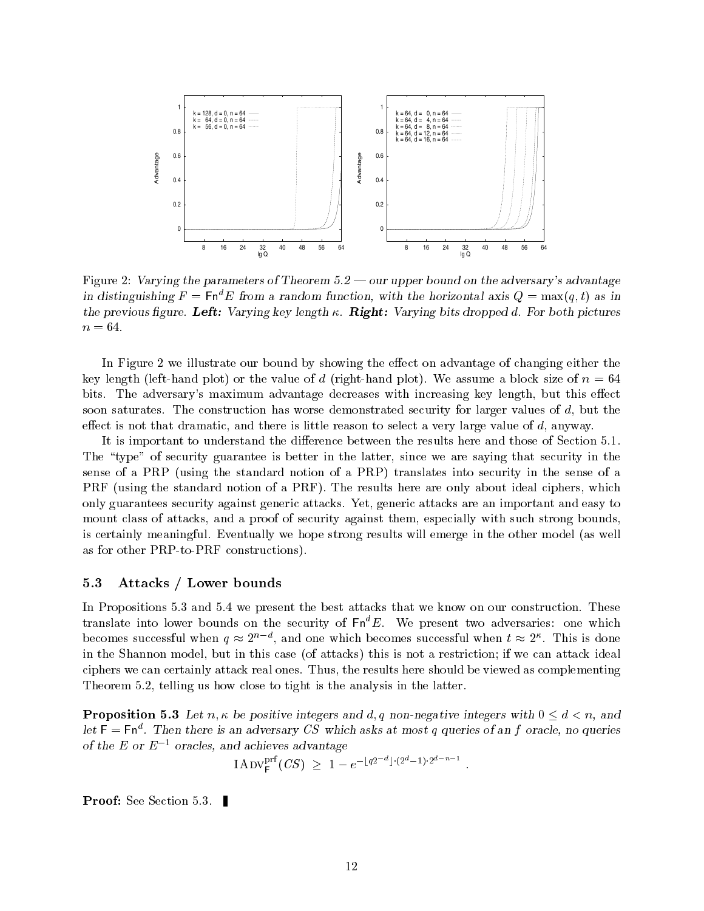Figure 2: *Varying the parameters of Theorem 5.2 — our upper bound on the adversary's advantage in distinguishing $F = \mathsf{Fn}^d E$ from a random function, with the horizontal axis $Q = \max(q, t)$ as in the previous figure.* ***Left:*** *Varying key length $\kappa$.* ***Right:*** *Varying bits dropped $d$. For both pictures $n = 64$.*

In Figure 2 we illustrate our bound by showing the effect on advantage of changing either the key length (left-hand plot) or the value of $d$ (right-hand plot). We assume a block size of $n = 64$ bits. The adversary's maximum advantage decreases with increasing key length, but this effect soon saturates. The construction has worse demonstrated security for larger values of $d$, but the effect is not that dramatic, and there is little reason to select a very large value of $d$, anyway.

It is important to understand the difference between the results here and those of Section 5.1. The "type" of security guarantee is better in the latter, since we are saying that security in the sense of a PRP (using the standard notion of a PRP) translates into security in the sense of a PRF (using the standard notion of a PRF). The results here are only about ideal ciphers, which only guarantees security against generic attacks. Yet, generic attacks are an important and easy to mount class of attacks, and a proof of security against them, especially with such strong bounds, is certainly meaningful. Eventually we hope strong results will emerge in the other model (as well as for other PRP-to-PRF constructions).

### 5.3 Attacks / Lower bounds

In Propositions 5.3 and 5.4 we present the best attacks that we know on our construction. These translate into lower bounds on the security of $\mathsf{Fn}^d E$. We present two adversaries: one which becomes successful when $q \approx 2^{n-d}$, and one which becomes successful when $t \approx 2^{\kappa}$. This is done in the Shannon model, but in this case (of attacks) this is not a restriction; if we can attack ideal ciphers we can certainly attack real ones. Thus, the results here should be viewed as complementing Theorem 5.2, telling us how close to tight is the analysis in the latter.

**Proposition 5.3** *Let $n, \kappa$ be positive integers and $d, q$ non-negative integers with $0 \le d < n$, and let $\mathsf{F} = \mathsf{Fn}^d$. Then there is an adversary $CS$ which asks at most $q$ queries of an $f$ oracle, no queries of the $E$ or $E^{-1}$ oracles, and achieves advantage*

$$\mathrm{IAdv}_{\mathsf{F}}^{\mathrm{prf}}(CS) \ \ge \ 1 - e^{-\lfloor q 2^{-d} \rfloor \cdot (2^d - 1) \cdot 2^{d-n-1}} \ .$$

**Proof:** See Section 5.3. ▌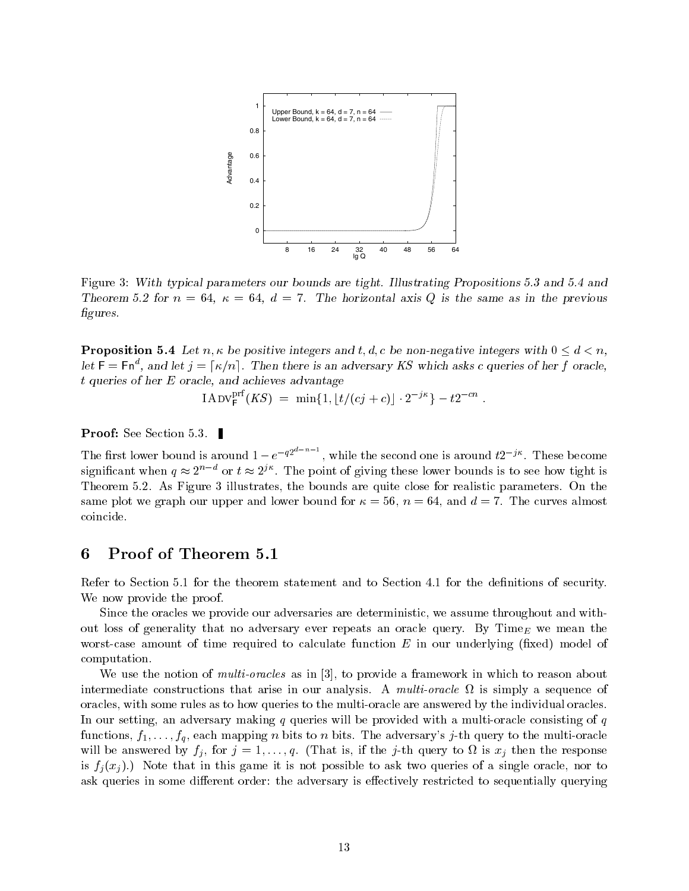Figure 3: *With typical parameters our bounds are tight. Illustrating Propositions 5.3 and 5.4 and Theorem 5.2 for $n = 64$, $\kappa = 64$, $d = 7$. The horizontal axis $Q$ is the same as in the previous figures.*

**Proposition 5.4** *Let $n, \kappa$ be positive integers and $t, d, c$ be non-negative integers with $0 \le d < n$, let $\mathsf{F} = \mathsf{Fn}^d$, and let $j = \lceil \kappa/n \rceil$. Then there is an adversary KS which asks $c$ queries of her $f$ oracle, $t$ queries of her $E$ oracle, and achieves advantage*

$$\mathrm{IADV}^{\mathrm{prf}}_{\mathsf{F}}(KS) \;=\; \min\{1, \lfloor t/(cj+c) \rfloor \cdot 2^{-j\kappa}\} - t2^{-cn} \ .$$

**Proof:** See Section 5.3. ▮

The first lower bound is around $1 - e^{-q2^{d-n-1}}$, while the second one is around $t2^{-j\kappa}$. These become significant when $q \approx 2^{n-d}$ or $t \approx 2^{j\kappa}$. The point of giving these lower bounds is to see how tight is Theorem 5.2. As Figure 3 illustrates, the bounds are quite close for realistic parameters. On the same plot we graph our upper and lower bound for $\kappa = 56$, $n = 64$, and $d = 7$. The curves almost coincide.

# 6 Proof of Theorem 5.1

Refer to Section 5.1 for the theorem statement and to Section 4.1 for the definitions of security. We now provide the proof.

Since the oracles we provide our adversaries are deterministic, we assume throughout and without loss of generality that no adversary ever repeats an oracle query. By $\mathrm{Time}_E$ we mean the worst-case amount of time required to calculate function $E$ in our underlying (fixed) model of computation.

We use the notion of *multi-oracles* as in [3], to provide a framework in which to reason about intermediate constructions that arise in our analysis. A *multi-oracle* $\Omega$ is simply a sequence of oracles, with some rules as to how queries to the multi-oracle are answered by the individual oracles. In our setting, an adversary making $q$ queries will be provided with a multi-oracle consisting of $q$ functions, $f_1, \ldots, f_q$, each mapping $n$ bits to $n$ bits. The adversary's $j$-th query to the multi-oracle will be answered by $f_j$, for $j = 1, \ldots, q$. (That is, if the $j$-th query to $\Omega$ is $x_j$ then the response is $f_j(x_j)$.) Note that in this game it is not possible to ask two queries of a single oracle, nor to ask queries in some different order: the adversary is effectively restricted to sequentially querying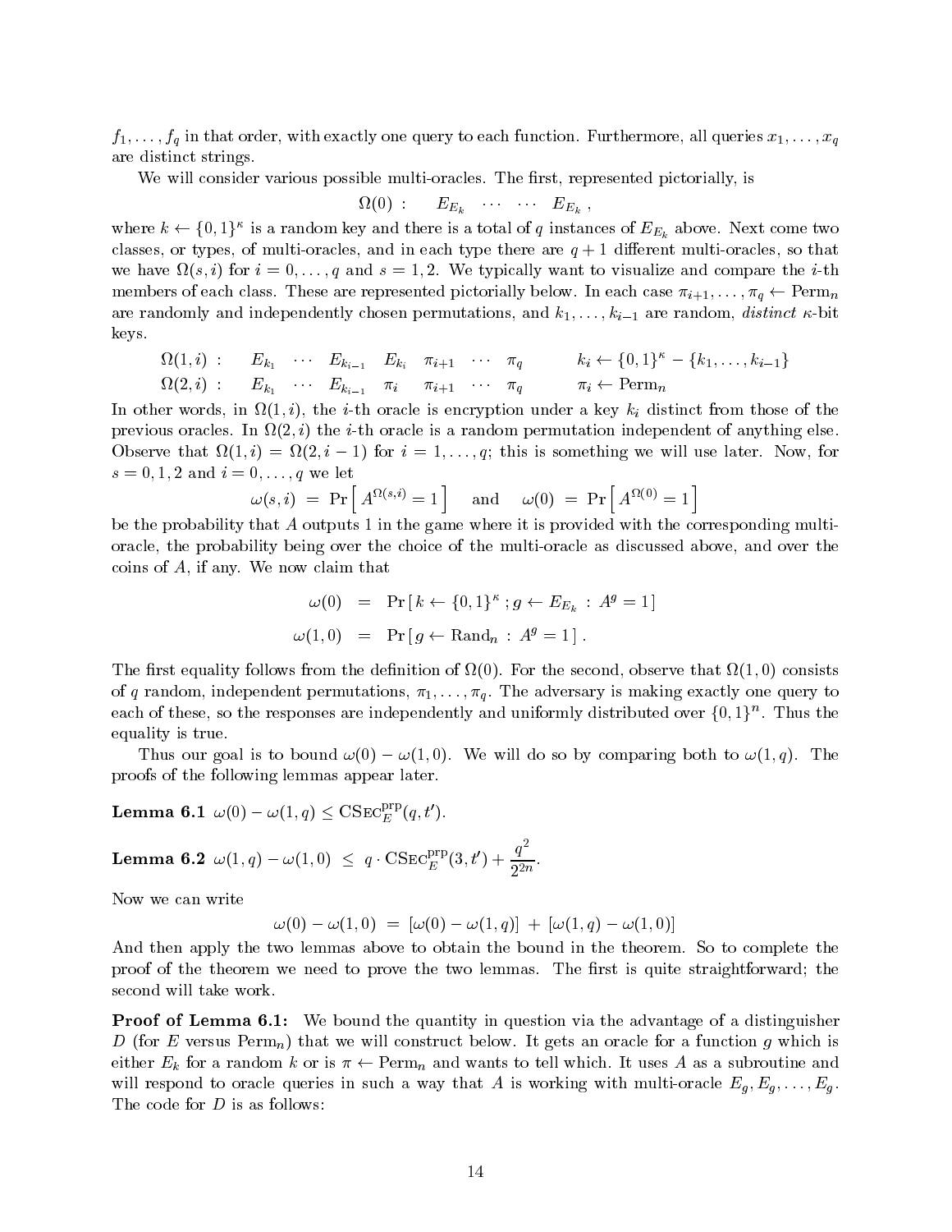$f_1, \ldots, f_q$ in that order, with exactly one query to each function. Furthermore, all queries $x_1, \ldots, x_q$ are distinct strings.

We will consider various possible multi-oracles. The first, represented pictorially, is

$$\Omega(0) : \quad E_{E_k} \quad \cdots \quad \cdots \quad E_{E_k} \, ,$$

where $k \leftarrow \{0,1\}^\kappa$ is a random key and there is a total of $q$ instances of $E_{E_k}$ above. Next come two classes, or types, of multi-oracles, and in each type there are $q+1$ different multi-oracles, so that we have $\Omega(s,i)$ for $i = 0, \ldots, q$ and $s = 1, 2$. We typically want to visualize and compare the $i$-th members of each class. These are represented pictorially below. In each case $\pi_{i+1}, \ldots, \pi_q \leftarrow \mathrm{Perm}_n$ are randomly and independently chosen permutations, and $k_1, \ldots, k_{i-1}$ are random, *distinct* $\kappa$-bit keys.

$$\Omega(1,i) : \quad E_{k_1} \quad \cdots \quad E_{k_{i-1}} \quad E_{k_i} \quad \pi_{i+1} \quad \cdots \quad \pi_q \qquad\qquad k_i \leftarrow \{0,1\}^\kappa - \{k_1, \ldots, k_{i-1}\}$$

$$\Omega(2,i) : \quad E_{k_1} \quad \cdots \quad E_{k_{i-1}} \quad \pi_i \quad \pi_{i+1} \quad \cdots \quad \pi_q \qquad\qquad \pi_i \leftarrow \mathrm{Perm}_n$$

In other words, in $\Omega(1,i)$, the $i$-th oracle is encryption under a key $k_i$ distinct from those of the previous oracles. In $\Omega(2,i)$ the $i$-th oracle is a random permutation independent of anything else. Observe that $\Omega(1,i) = \Omega(2,i-1)$ for $i = 1, \ldots, q$; this is something we will use later. Now, for $s = 0, 1, 2$ and $i = 0, \ldots, q$ we let

$$\omega(s,i) \;=\; \Pr\left[\, A^{\Omega(s,i)} = 1 \,\right] \quad \text{ and } \quad \omega(0) \;=\; \Pr\left[\, A^{\Omega(0)} = 1 \,\right]$$

be the probability that $A$ outputs 1 in the game where it is provided with the corresponding multi-oracle, the probability being over the choice of the multi-oracle as discussed above, and over the coins of $A$, if any. We now claim that

$$\omega(0) \;=\; \Pr\left[\, k \leftarrow \{0,1\}^\kappa \,;\, g \leftarrow E_{E_k} \,:\, A^g = 1 \,\right]$$

$$\omega(1,0) \;=\; \Pr\left[\, g \leftarrow \mathrm{Rand}_n \,:\, A^g = 1 \,\right] .$$

The first equality follows from the definition of $\Omega(0)$. For the second, observe that $\Omega(1,0)$ consists of $q$ random, independent permutations, $\pi_1, \ldots, \pi_q$. The adversary is making exactly one query to each of these, so the responses are independently and uniformly distributed over $\{0,1\}^n$. Thus the equality is true.

Thus our goal is to bound $\omega(0) - \omega(1,0)$. We will do so by comparing both to $\omega(1,q)$. The proofs of the following lemmas appear later.

**Lemma 6.1** $\omega(0) - \omega(1,q) \leq \mathrm{CSEC}_E^{\mathrm{prp}}(q, t')$.

**Lemma 6.2** $\omega(1,q) - \omega(1,0) \;\leq\; q \cdot \mathrm{CSEC}_E^{\mathrm{prp}}(3, t') + \dfrac{q^2}{2^{2n}}$.

Now we can write

$$\omega(0) - \omega(1,0) \;=\; [\omega(0) - \omega(1,q)] \;+\; [\omega(1,q) - \omega(1,0)]$$

And then apply the two lemmas above to obtain the bound in the theorem. So to complete the proof of the theorem we need to prove the two lemmas. The first is quite straightforward; the second will take work.

**Proof of Lemma 6.1:** We bound the quantity in question via the advantage of a distinguisher $D$ (for $E$ versus $\mathrm{Perm}_n$) that we will construct below. It gets an oracle for a function $g$ which is either $E_k$ for a random $k$ or is $\pi \leftarrow \mathrm{Perm}_n$ and wants to tell which. It uses $A$ as a subroutine and will respond to oracle queries in such a way that $A$ is working with multi-oracle $E_g, E_g, \ldots, E_g$. The code for $D$ is as follows: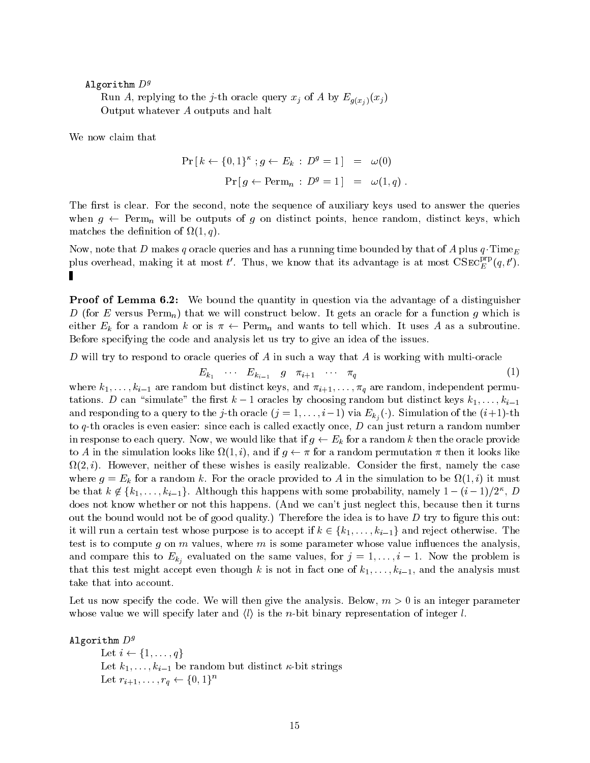**Algorithm** $D^g$

Run $A$, replying to the $j$-th oracle query $x_j$ of $A$ by $E_{g(x_j)}(x_j)$

Output whatever $A$ outputs and halt

We now claim that

$$\Pr\left[\, k \leftarrow \{0,1\}^\kappa \,;\, g \leftarrow E_k \,:\, D^g = 1 \,\right] \;=\; \omega(0)$$

$$\Pr\left[\, g \leftarrow \mathrm{Perm}_n \,:\, D^g = 1 \,\right] \;=\; \omega(1,q)\ .$$

The first is clear. For the second, note the sequence of auxiliary keys used to answer the queries when $g \leftarrow \mathrm{Perm}_n$ will be outputs of $g$ on distinct points, hence random, distinct keys, which matches the definition of $\Omega(1,q)$.

Now, note that $D$ makes $q$ oracle queries and has a running time bounded by that of $A$ plus $q \cdot \mathrm{Time}_E$ plus overhead, making it at most $t'$. Thus, we know that its advantage is at most $\mathrm{CSEC}_E^{\mathrm{prp}}(q,t')$. ∎

**Proof of Lemma 6.2:** We bound the quantity in question via the advantage of a distinguisher $D$ (for $E$ versus $\mathrm{Perm}_n$) that we will construct below. It gets an oracle for a function $g$ which is either $E_k$ for a random $k$ or is $\pi \leftarrow \mathrm{Perm}_n$ and wants to tell which. It uses $A$ as a subroutine. Before specifying the code and analysis let us try to give an idea of the issues.

$D$ will try to respond to oracle queries of $A$ in such a way that $A$ is working with multi-oracle

$$E_{k_1} \quad \cdots \quad E_{k_{i-1}} \quad g \quad \pi_{i+1} \quad \cdots \quad \pi_q \tag{1}$$

where $k_1,\ldots,k_{i-1}$ are random but distinct keys, and $\pi_{i+1},\ldots,\pi_q$ are random, independent permutations. $D$ can "simulate" the first $k-1$ oracles by choosing random but distinct keys $k_1,\ldots,k_{i-1}$ and responding to a query to the $j$-th oracle ($j = 1,\ldots,i-1$) via $E_{k_j}(\cdot)$. Simulation of the $(i+1)$-th to $q$-th oracles is even easier: since each is called exactly once, $D$ can just return a random number in response to each query. Now, we would like that if $g \leftarrow E_k$ for a random $k$ then the oracle provide to $A$ in the simulation looks like $\Omega(1,i)$, and if $g \leftarrow \pi$ for a random permutation $\pi$ then it looks like $\Omega(2,i)$. However, neither of these wishes is easily realizable. Consider the first, namely the case where $g = E_k$ for a random $k$. For the oracle provided to $A$ in the simulation to be $\Omega(1,i)$ it must be that $k \notin \{k_1,\ldots,k_{i-1}\}$. Although this happens with some probability, namely $1-(i-1)/2^\kappa$, $D$ does not know whether or not this happens. (And we can't just neglect this, because then it turns out the bound would not be of good quality.) Therefore the idea is to have $D$ try to figure this out: it will run a certain test whose purpose is to accept if $k \in \{k_1,\ldots,k_{i-1}\}$ and reject otherwise. The test is to compute $g$ on $m$ values, where $m$ is some parameter whose value influences the analysis, and compare this to $E_{k_j}$ evaluated on the same values, for $j = 1,\ldots,i-1$. Now the problem is that this test might accept even though $k$ is not in fact one of $k_1,\ldots,k_{i-1}$, and the analysis must take that into account.

Let us now specify the code. We will then give the analysis. Below, $m > 0$ is an integer parameter whose value we will specify later and $\langle l\rangle$ is the $n$-bit binary representation of integer $l$.

**Algorithm** $D^g$

Let $i \leftarrow \{1,\ldots,q\}$

Let $k_1,\ldots,k_{i-1}$ be random but distinct $\kappa$-bit strings

Let $r_{i+1},\ldots,r_q \leftarrow \{0,1\}^n$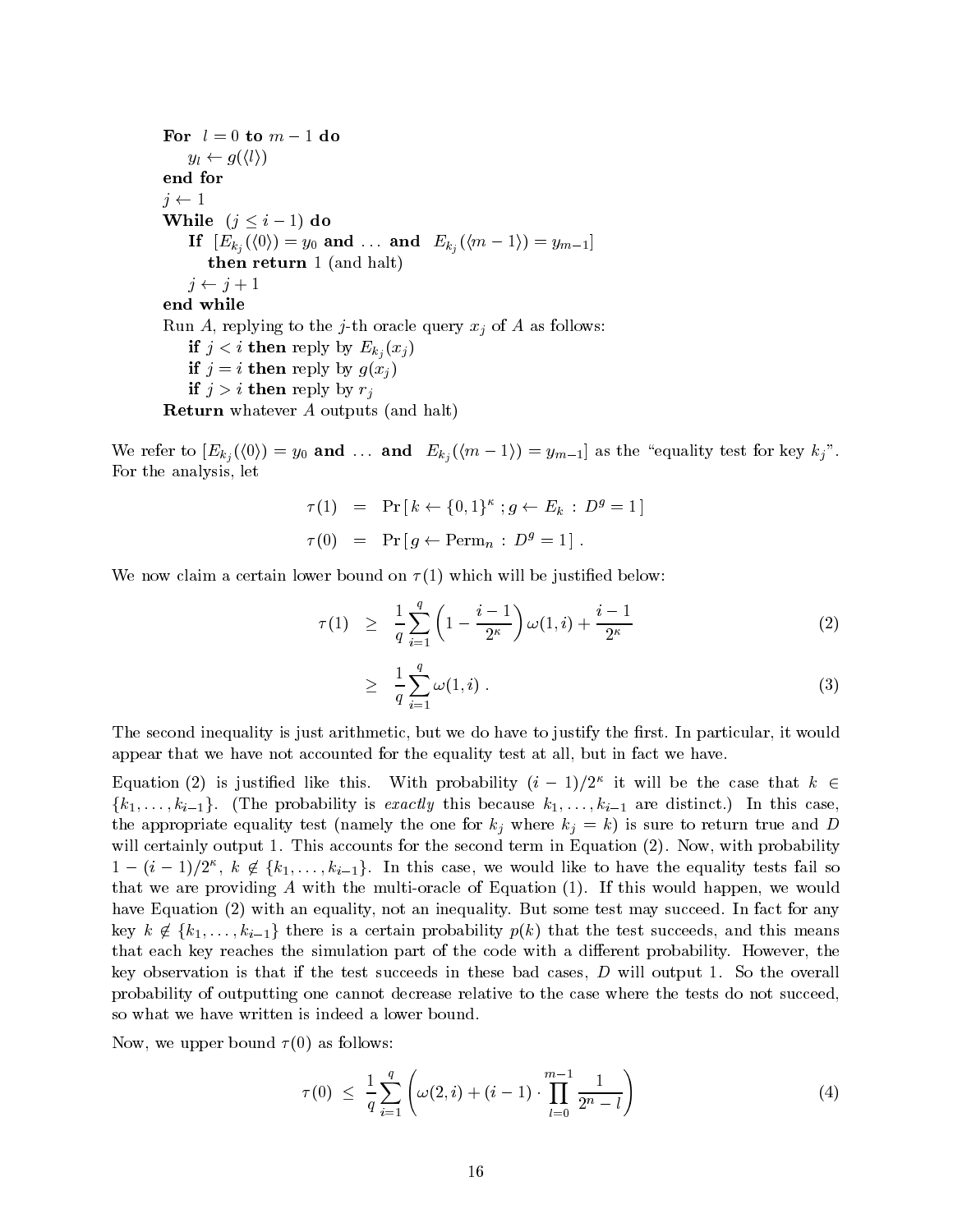```
For  l = 0 to m − 1 do
    y_l ← g(⟨l⟩)
end for
j ← 1
While  (j ≤ i − 1) do
    If  [E_{k_j}(⟨0⟩) = y_0 and ... and  E_{k_j}(⟨m − 1⟩) = y_{m−1}]
        then return 1 (and halt)
    j ← j + 1
end while
Run A, replying to the j-th oracle query x_j of A as follows:
    if j < i then reply by E_{k_j}(x_j)
    if j = i then reply by g(x_j)
    if j > i then reply by r_j
Return whatever A outputs (and halt)
```

We refer to $[E_{k_j}(\langle 0\rangle) = y_0$ **and** $\ldots$ **and** $E_{k_j}(\langle m-1\rangle) = y_{m-1}]$ as the "equality test for key $k_j$". For the analysis, let

$$\begin{aligned}
\tau(1) &= \Pr\left[\, k \leftarrow \{0,1\}^\kappa \,;\, g \leftarrow E_k \,:\, D^g = 1 \,\right] \\
\tau(0) &= \Pr\left[\, g \leftarrow \mathrm{Perm}_n \,:\, D^g = 1 \,\right] .
\end{aligned}$$

We now claim a certain lower bound on $\tau(1)$ which will be justified below:

$$\tau(1) \;\geq\; \frac{1}{q}\sum_{i=1}^{q}\left(1-\frac{i-1}{2^\kappa}\right)\omega(1,i) + \frac{i-1}{2^\kappa} \tag{2}$$

$$\geq\; \frac{1}{q}\sum_{i=1}^{q}\omega(1,i) \,. \tag{3}$$

The second inequality is just arithmetic, but we do have to justify the first. In particular, it would appear that we have not accounted for the equality test at all, but in fact we have.

Equation (2) is justified like this. With probability $(i-1)/2^\kappa$ it will be the case that $k \in \{k_1,\ldots,k_{i-1}\}$. (The probability is *exactly* this because $k_1,\ldots,k_{i-1}$ are distinct.) In this case, the appropriate equality test (namely the one for $k_j$ where $k_j = k$) is sure to return true and $D$ will certainly output 1. This accounts for the second term in Equation (2). Now, with probability $1-(i-1)/2^\kappa$, $k \notin \{k_1,\ldots,k_{i-1}\}$. In this case, we would like to have the equality tests fail so that we are providing $A$ with the multi-oracle of Equation (1). If this would happen, we would have Equation (2) with an equality, not an inequality. But some test may succeed. In fact for any key $k \notin \{k_1,\ldots,k_{i-1}\}$ there is a certain probability $p(k)$ that the test succeeds, and this means that each key reaches the simulation part of the code with a different probability. However, the key observation is that if the test succeeds in these bad cases, $D$ will output 1. So the overall probability of outputting one cannot decrease relative to the case where the tests do not succeed, so what we have written is indeed a lower bound.

Now, we upper bound $\tau(0)$ as follows:

$$\tau(0) \;\leq\; \frac{1}{q}\sum_{i=1}^{q}\left(\omega(2,i) + (i-1)\cdot\prod_{l=0}^{m-1}\frac{1}{2^n-l}\right) \tag{4}$$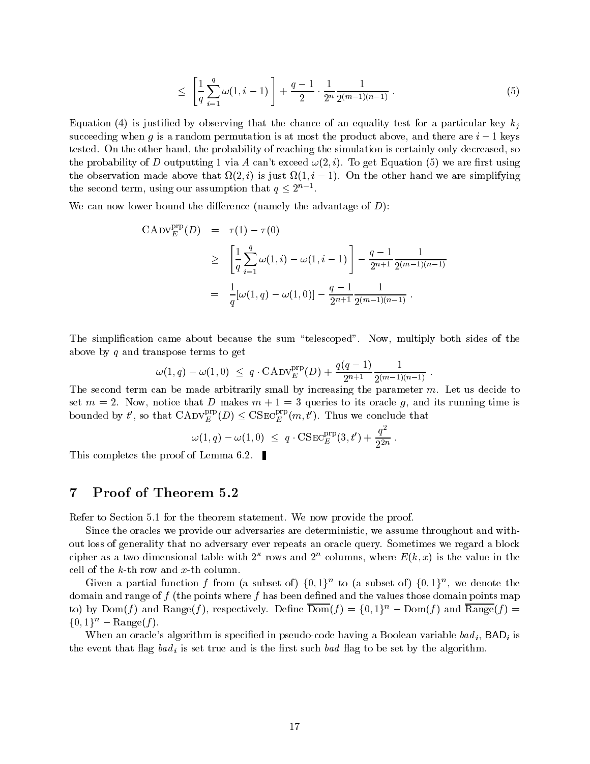$$\leq \left[\frac{1}{q}\sum_{i=1}^{q}\omega(1,i-1)\right] + \frac{q-1}{2}\cdot\frac{1}{2^n}\frac{1}{2^{(m-1)(n-1)}} . \tag{5}$$

Equation (4) is justified by observing that the chance of an equality test for a particular key $k_j$ succeeding when $g$ is a random permutation is at most the product above, and there are $i-1$ keys tested. On the other hand, the probability of reaching the simulation is certainly only decreased, so the probability of $D$ outputting 1 via $A$ can't exceed $\omega(2,i)$. To get Equation (5) we are first using the observation made above that $\Omega(2,i)$ is just $\Omega(1,i-1)$. On the other hand we are simplifying the second term, using our assumption that $q \leq 2^{n-1}$.

We can now lower bound the difference (namely the advantage of $D$):

$$\begin{aligned}
\text{CAdv}_E^{\text{prp}}(D) &= \tau(1) - \tau(0) \\
&\geq \left[\frac{1}{q}\sum_{i=1}^{q}\omega(1,i) - \omega(1,i-1)\right] - \frac{q-1}{2^{n+1}}\frac{1}{2^{(m-1)(n-1)}} \\
&= \frac{1}{q}[\omega(1,q) - \omega(1,0)] - \frac{q-1}{2^{n+1}}\frac{1}{2^{(m-1)(n-1)}} .
\end{aligned}$$

The simplification came about because the sum "telescoped". Now, multiply both sides of the above by $q$ and transpose terms to get

$$\omega(1,q) - \omega(1,0) \;\leq\; q\cdot \text{CAdv}_E^{\text{prp}}(D) + \frac{q(q-1)}{2^{n+1}}\frac{1}{2^{(m-1)(n-1)}} .$$

The second term can be made arbitrarily small by increasing the parameter $m$. Let us decide to set $m = 2$. Now, notice that $D$ makes $m+1 = 3$ queries to its oracle $g$, and its running time is bounded by $t'$, so that $\text{CAdv}_E^{\text{prp}}(D) \leq \text{CSec}_E^{\text{prp}}(m,t')$. Thus we conclude that

$$\omega(1,q) - \omega(1,0) \;\leq\; q\cdot \text{CSec}_E^{\text{prp}}(3,t') + \frac{q^2}{2^{2n}} .$$

This completes the proof of Lemma 6.2. ∎

# 7 Proof of Theorem 5.2

Refer to Section 5.1 for the theorem statement. We now provide the proof.

Since the oracles we provide our adversaries are deterministic, we assume throughout and without loss of generality that no adversary ever repeats an oracle query. Sometimes we regard a block cipher as a two-dimensional table with $2^\kappa$ rows and $2^n$ columns, where $E(k,x)$ is the value in the cell of the $k$-th row and $x$-th column.

Given a partial function $f$ from (a subset of) $\{0,1\}^n$ to (a subset of) $\{0,1\}^n$, we denote the domain and range of $f$ (the points where $f$ has been defined and the values those domain points map to) by $\text{Dom}(f)$ and $\text{Range}(f)$, respectively. Define $\overline{\text{Dom}}(f) = \{0,1\}^n - \text{Dom}(f)$ and $\overline{\text{Range}}(f) = \{0,1\}^n - \text{Range}(f)$.

When an oracle's algorithm is specified in pseudo-code having a Boolean variable $bad_i$, $\mathsf{BAD}_i$ is the event that flag $bad_i$ is set true and is the first such $bad$ flag to be set by the algorithm.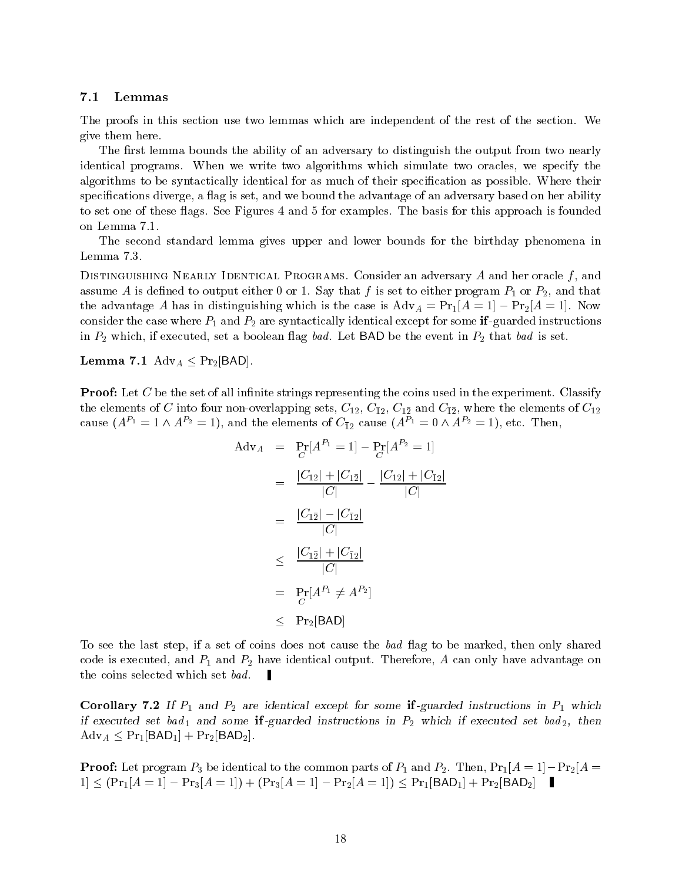### 7.1 Lemmas

The proofs in this section use two lemmas which are independent of the rest of the section. We give them here.

The first lemma bounds the ability of an adversary to distinguish the output from two nearly identical programs. When we write two algorithms which simulate two oracles, we specify the algorithms to be syntactically identical for as much of their specification as possible. Where their specifications diverge, a flag is set, and we bound the advantage of an adversary based on her ability to set one of these flags. See Figures 4 and 5 for examples. The basis for this approach is founded on Lemma 7.1.

The second standard lemma gives upper and lower bounds for the birthday phenomena in Lemma 7.3.

Distinguishing Nearly Identical Programs. Consider an adversary $A$ and her oracle $f$, and assume $A$ is defined to output either 0 or 1. Say that $f$ is set to either program $P_1$ or $P_2$, and that the advantage $A$ has in distinguishing which is the case is $\mathrm{Adv}_A = \Pr_1[A=1] - \Pr_2[A=1]$. Now consider the case where $P_1$ and $P_2$ are syntactically identical except for some **if**-guarded instructions in $P_2$ which, if executed, set a boolean flag *bad*. Let $\mathsf{BAD}$ be the event in $P_2$ that *bad* is set.

**Lemma 7.1** $\mathrm{Adv}_A \leq \Pr_2[\mathsf{BAD}]$.

**Proof:** Let $C$ be the set of all infinite strings representing the coins used in the experiment. Classify the elements of $C$ into four non-overlapping sets, $C_{12}$, $C_{\bar{1}2}$, $C_{1\bar{2}}$ and $C_{\bar{1}\bar{2}}$, where the elements of $C_{12}$ cause $(A^{P_1}=1 \wedge A^{P_2}=1)$, and the elements of $C_{\bar{1}2}$ cause $(A^{P_1}=0 \wedge A^{P_2}=1)$, etc. Then,

$$
\begin{aligned}
\mathrm{Adv}_A &= \Pr_C[A^{P_1}=1] - \Pr_C[A^{P_2}=1] \\
&= \frac{|C_{12}| + |C_{1\bar{2}}|}{|C|} - \frac{|C_{12}| + |C_{\bar{1}2}|}{|C|} \\
&= \frac{|C_{1\bar{2}}| - |C_{\bar{1}2}|}{|C|} \\
&\leq \frac{|C_{1\bar{2}}| + |C_{\bar{1}2}|}{|C|} \\
&= \Pr_C[A^{P_1} \neq A^{P_2}] \\
&\leq \Pr_2[\mathsf{BAD}]
\end{aligned}
$$

To see the last step, if a set of coins does not cause the *bad* flag to be marked, then only shared code is executed, and $P_1$ and $P_2$ have identical output. Therefore, $A$ can only have advantage on the coins selected which set *bad*. ∎

**Corollary 7.2** *If $P_1$ and $P_2$ are identical except for some **if**-guarded instructions in $P_1$ which if executed set $bad_1$ and some **if**-guarded instructions in $P_2$ which if executed set $bad_2$, then $\mathrm{Adv}_A \leq \Pr_1[\mathsf{BAD}_1] + \Pr_2[\mathsf{BAD}_2]$.*

**Proof:** Let program $P_3$ be identical to the common parts of $P_1$ and $P_2$. Then, $\Pr_1[A=1] - \Pr_2[A=1] \leq (\Pr_1[A=1] - \Pr_3[A=1]) + (\Pr_3[A=1] - \Pr_2[A=1]) \leq \Pr_1[\mathsf{BAD}_1] + \Pr_2[\mathsf{BAD}_2]$ ∎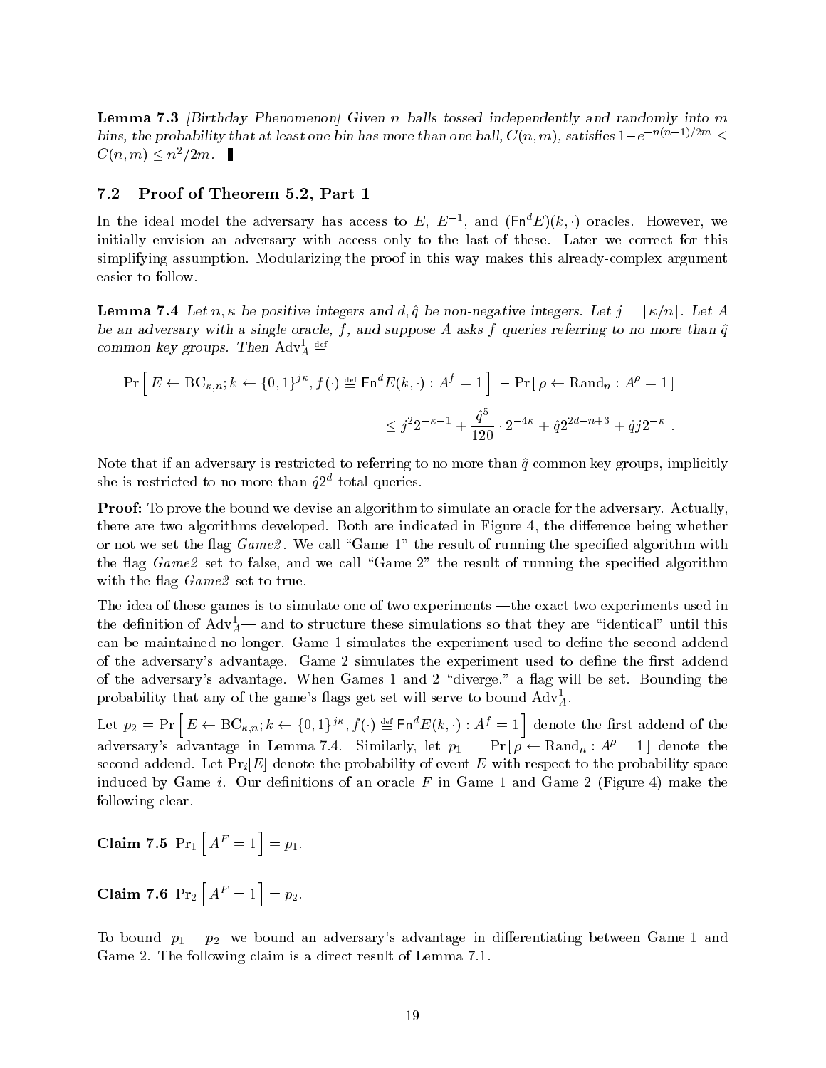**Lemma 7.3** *[Birthday Phenomenon] Given $n$ balls tossed independently and randomly into $m$ bins, the probability that at least one bin has more than one ball, $C(n, m)$, satisfies $1 - e^{-n(n-1)/2m} \leq C(n, m) \leq n^2/2m$.* ∎

## 7.2 Proof of Theorem 5.2, Part 1

In the ideal model the adversary has access to $E$, $E^{-1}$, and $(\mathsf{Fn}^d E)(k, \cdot)$ oracles. However, we initially envision an adversary with access only to the last of these. Later we correct for this simplifying assumption. Modularizing the proof in this way makes this already-complex argument easier to follow.

**Lemma 7.4** *Let $n, \kappa$ be positive integers and $d, \hat{q}$ be non-negative integers. Let $j = \lceil \kappa/n \rceil$. Let $A$ be an adversary with a single oracle, $f$, and suppose $A$ asks $f$ queries referring to no more than $\hat{q}$ common key groups. Then $\mathrm{Adv}_A^1 \stackrel{\mathrm{def}}{=}$*

$$\Pr\left[\, E \leftarrow \mathrm{BC}_{\kappa,n}; k \leftarrow \{0,1\}^{j\kappa}, f(\cdot) \stackrel{\mathrm{def}}{=} \mathsf{Fn}^d E(k, \cdot) : A^f = 1 \,\right] \; - \Pr\left[\, \rho \leftarrow \mathrm{Rand}_n : A^\rho = 1 \,\right]$$

$$\leq j^2 2^{-\kappa-1} + \frac{\hat{q}^5}{120} \cdot 2^{-4\kappa} + \hat{q} 2^{2d-n+3} + \hat{q} j 2^{-\kappa} \; .$$

Note that if an adversary is restricted to referring to no more than $\hat{q}$ common key groups, implicitly she is restricted to no more than $\hat{q}2^d$ total queries.

**Proof:** To prove the bound we devise an algorithm to simulate an oracle for the adversary. Actually, there are two algorithms developed. Both are indicated in Figure 4, the difference being whether or not we set the flag *Game2*. We call "Game 1" the result of running the specified algorithm with the flag *Game2* set to false, and we call "Game 2" the result of running the specified algorithm with the flag *Game2* set to true.

The idea of these games is to simulate one of two experiments —the exact two experiments used in the definition of $\mathrm{Adv}_A^1$— and to structure these simulations so that they are "identical" until this can be maintained no longer. Game 1 simulates the experiment used to define the second addend of the adversary's advantage. Game 2 simulates the experiment used to define the first addend of the adversary's advantage. When Games 1 and 2 "diverge," a flag will be set. Bounding the probability that any of the game's flags get set will serve to bound $\mathrm{Adv}_A^1$.

Let $p_2 = \Pr\left[\, E \leftarrow \mathrm{BC}_{\kappa,n}; k \leftarrow \{0,1\}^{j\kappa}, f(\cdot) \stackrel{\mathrm{def}}{=} \mathsf{Fn}^d E(k, \cdot) : A^f = 1 \,\right]$ denote the first addend of the adversary's advantage in Lemma 7.4. Similarly, let $p_1 = \Pr\left[\, \rho \leftarrow \mathrm{Rand}_n : A^\rho = 1 \,\right]$ denote the second addend. Let $\Pr_i[E]$ denote the probability of event $E$ with respect to the probability space induced by Game $i$. Our definitions of an oracle $F$ in Game 1 and Game 2 (Figure 4) make the following clear.

**Claim 7.5** $\Pr_1\left[\, A^F = 1 \,\right] = p_1$.

**Claim 7.6** $\Pr_2\left[\, A^F = 1 \,\right] = p_2$.

To bound $|p_1 - p_2|$ we bound an adversary's advantage in differentiating between Game 1 and Game 2. The following claim is a direct result of Lemma 7.1.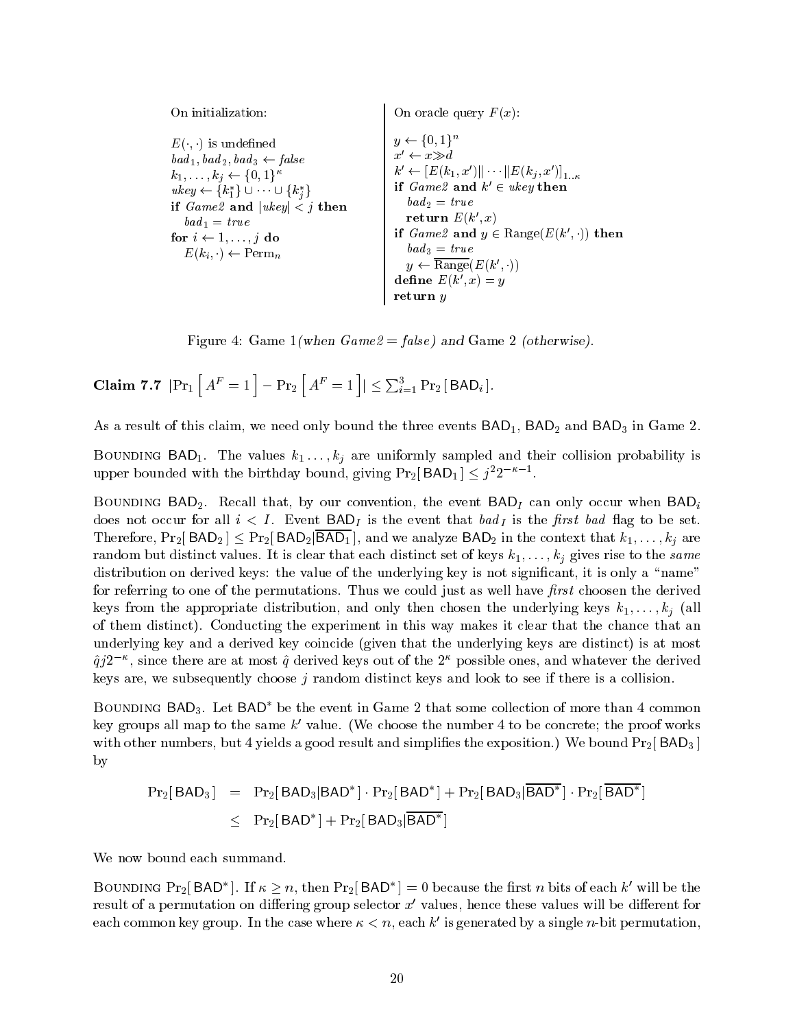```
On initialization:

E(·,·) is undefined
bad_1, bad_2, bad_3 ← false
k_1, ..., k_j ← {0,1}^κ
ukey ← {k_1^*} ∪ ··· ∪ {k_j^*}
if Game2 and |ukey| < j then
   bad_1 = true
for i ← 1, ..., j do
   E(k_i, ·) ← Perm_n
```

```
On oracle query F(x):

y ← {0,1}^n
x' ← x≫d
k' ← [E(k_1, x')‖ ··· ‖E(k_j, x')]_{1..κ}
if Game2 and k' ∈ ukey then
   bad_2 = true
   return E(k', x)
if Game2 and y ∈ Range(E(k', ·)) then
   bad_3 = true
   y ← \overline{Range}(E(k', ·))
define E(k', x) = y
return y
```

Figure 4: Game 1 *(when Game2 = false)* and Game 2 *(otherwise)*.

**Claim 7.7** $|\Pr_1\left[\,A^F = 1\,\right] - \Pr_2\left[\,A^F = 1\,\right]| \le \sum_{i=1}^{3} \Pr_2[\,\mathsf{BAD}_i\,]$.

As a result of this claim, we need only bound the three events $\mathsf{BAD}_1$, $\mathsf{BAD}_2$ and $\mathsf{BAD}_3$ in Game 2.

Bounding $\mathsf{BAD}_1$. The values $k_1 \ldots, k_j$ are uniformly sampled and their collision probability is upper bounded with the birthday bound, giving $\Pr_2[\,\mathsf{BAD}_1\,] \le j^2 2^{-\kappa-1}$.

Bounding $\mathsf{BAD}_2$. Recall that, by our convention, the event $\mathsf{BAD}_I$ can only occur when $\mathsf{BAD}_i$ does not occur for all $i < I$. Event $\mathsf{BAD}_I$ is the event that $bad_I$ is the *first bad* flag to be set. Therefore, $\Pr_2[\,\mathsf{BAD}_2\,] \le \Pr_2[\,\mathsf{BAD}_2|\overline{\mathsf{BAD}_1}\,]$, and we analyze $\mathsf{BAD}_2$ in the context that $k_1, \ldots, k_j$ are random but distinct values. It is clear that each distinct set of keys $k_1, \ldots, k_j$ gives rise to the *same* distribution on derived keys: the value of the underlying key is not significant, it is only a "name" for referring to one of the permutations. Thus we could just as well have *first* choosen the derived keys from the appropriate distribution, and only then chosen the underlying keys $k_1, \ldots, k_j$ (all of them distinct). Conducting the experiment in this way makes it clear that the chance that an underlying key and a derived key coincide (given that the underlying keys are distinct) is at most $\hat{q}j2^{-\kappa}$, since there are at most $\hat{q}$ derived keys out of the $2^\kappa$ possible ones, and whatever the derived keys are, we subsequently choose $j$ random distinct keys and look to see if there is a collision.

Bounding $\mathsf{BAD}_3$. Let $\mathsf{BAD}^*$ be the event in Game 2 that some collection of more than 4 common key groups all map to the same $k'$ value. (We choose the number 4 to be concrete; the proof works with other numbers, but 4 yields a good result and simplifies the exposition.) We bound $\Pr_2[\,\mathsf{BAD}_3\,]$ by

$$\begin{aligned}
\Pr_2[\,\mathsf{BAD}_3\,] &= \Pr_2[\,\mathsf{BAD}_3|\mathsf{BAD}^*\,] \cdot \Pr_2[\,\mathsf{BAD}^*\,] + \Pr_2[\,\mathsf{BAD}_3|\overline{\mathsf{BAD}^*}\,] \cdot \Pr_2[\,\overline{\mathsf{BAD}^*}\,] \\
&\le \Pr_2[\,\mathsf{BAD}^*\,] + \Pr_2[\,\mathsf{BAD}_3|\overline{\mathsf{BAD}^*}\,]
\end{aligned}$$

We now bound each summand.

Bounding $\Pr_2[\,\mathsf{BAD}^*\,]$. If $\kappa \ge n$, then $\Pr_2[\,\mathsf{BAD}^*\,] = 0$ because the first $n$ bits of each $k'$ will be the result of a permutation on differing group selector $x'$ values, hence these values will be different for each common key group. In the case where $\kappa < n$, each $k'$ is generated by a single $n$-bit permutation,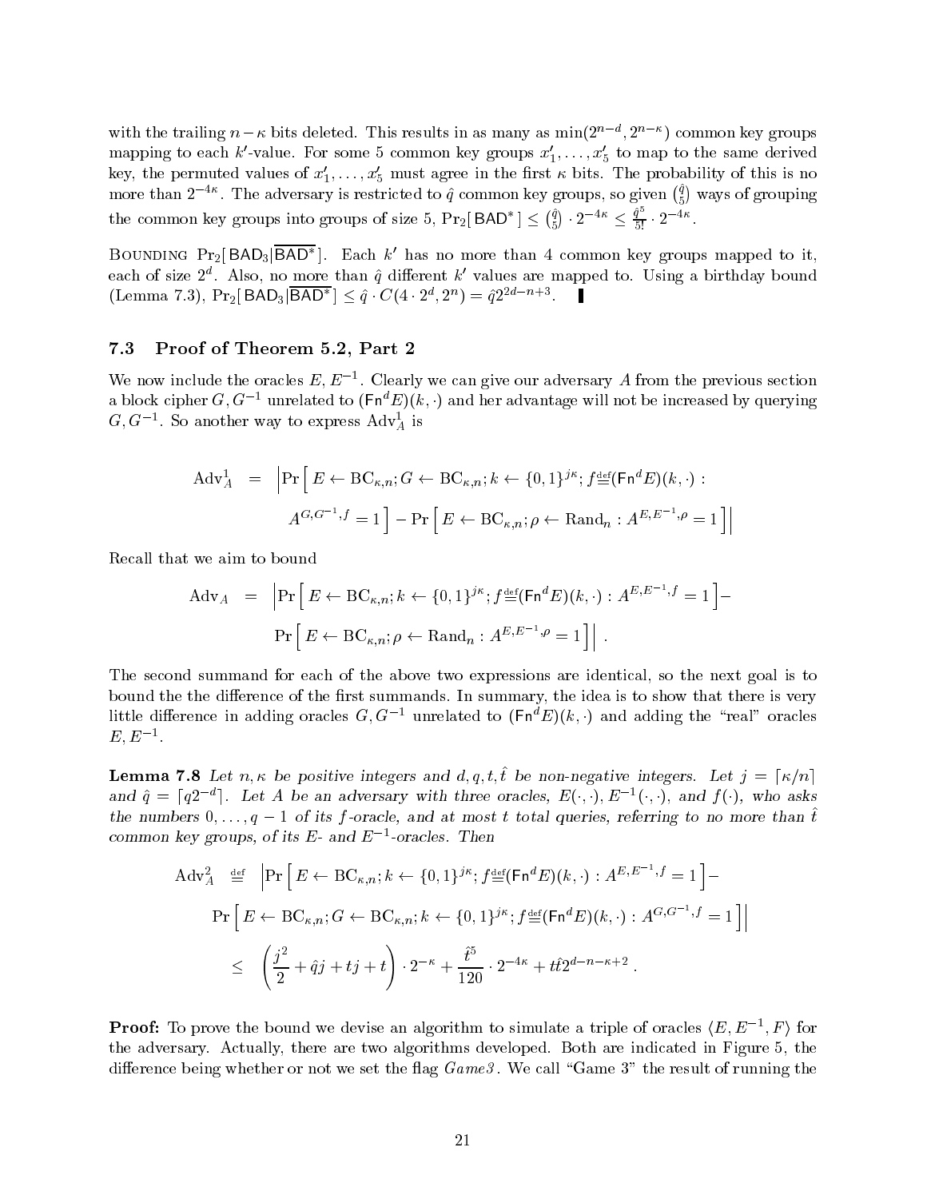with the trailing $n-\kappa$ bits deleted. This results in as many as $\min(2^{n-d}, 2^{n-\kappa})$ common key groups mapping to each $k'$-value. For some 5 common key groups $x'_1, \ldots, x'_5$ to map to the same derived key, the permuted values of $x'_1, \ldots, x'_5$ must agree in the first $\kappa$ bits. The probability of this is no more than $2^{-4\kappa}$. The adversary is restricted to $\hat{q}$ common key groups, so given $\binom{\hat{q}}{5}$ ways of grouping the common key groups into groups of size 5, $\Pr_2[\,\mathsf{BAD}^*\,] \le \binom{\hat{q}}{5} \cdot 2^{-4\kappa} \le \frac{\hat{q}^5}{5!} \cdot 2^{-4\kappa}$.

Bounding $\Pr_2[\,\mathsf{BAD}_3|\overline{\mathsf{BAD}^*}\,]$. Each $k'$ has no more than 4 common key groups mapped to it, each of size $2^d$. Also, no more than $\hat{q}$ different $k'$ values are mapped to. Using a birthday bound (Lemma 7.3), $\Pr_2[\,\mathsf{BAD}_3|\overline{\mathsf{BAD}^*}\,] \le \hat{q} \cdot C(4 \cdot 2^d, 2^n) = \hat{q}2^{2d-n+3}$. ▮

### 7.3 Proof of Theorem 5.2, Part 2

We now include the oracles $E, E^{-1}$. Clearly we can give our adversary $A$ from the previous section a block cipher $G, G^{-1}$ unrelated to $(\mathsf{Fn}^d E)(k,\cdot)$ and her advantage will not be increased by querying $G, G^{-1}$. So another way to express $\mathrm{Adv}^1_A$ is

$$\begin{aligned}\mathrm{Adv}^1_A \;=\; \Big|&\Pr\Big[\,E \leftarrow \mathrm{BC}_{\kappa,n}; G \leftarrow \mathrm{BC}_{\kappa,n}; k \leftarrow \{0,1\}^{j\kappa}; f \stackrel{\mathrm{def}}{=} (\mathsf{Fn}^d E)(k,\cdot) : \\ &A^{G,G^{-1},f} = 1\,\Big] - \Pr\Big[\,E \leftarrow \mathrm{BC}_{\kappa,n}; \rho \leftarrow \mathrm{Rand}_n : A^{E,E^{-1},\rho} = 1\,\Big]\Big|\end{aligned}$$

Recall that we aim to bound

$$\begin{aligned}\mathrm{Adv}_A \;=\; \Big|&\Pr\Big[\,E \leftarrow \mathrm{BC}_{\kappa,n}; k \leftarrow \{0,1\}^{j\kappa}; f \stackrel{\mathrm{def}}{=} (\mathsf{Fn}^d E)(k,\cdot) : A^{E,E^{-1},f} = 1\,\Big] - \\ &\Pr\Big[\,E \leftarrow \mathrm{BC}_{\kappa,n}; \rho \leftarrow \mathrm{Rand}_n : A^{E,E^{-1},\rho} = 1\,\Big]\Big| \;.\end{aligned}$$

The second summand for each of the above two expressions are identical, so the next goal is to bound the the difference of the first summands. In summary, the idea is to show that there is very little difference in adding oracles $G, G^{-1}$ unrelated to $(\mathsf{Fn}^d E)(k,\cdot)$ and adding the "real" oracles $E, E^{-1}$.

**Lemma 7.8** *Let $n, \kappa$ be positive integers and $d, q, t, \hat{t}$ be non-negative integers. Let $j = \lceil \kappa/n \rceil$ and $\hat{q} = \lceil q2^{-d} \rceil$. Let $A$ be an adversary with three oracles, $E(\cdot,\cdot)$, $E^{-1}(\cdot,\cdot)$, and $f(\cdot)$, who asks the numbers $0, \ldots, q-1$ of its $f$-oracle, and at most $t$ total queries, referring to no more than $\hat{t}$ common key groups, of its $E$- and $E^{-1}$-oracles. Then*

$$\begin{aligned}\mathrm{Adv}^2_A \;\stackrel{\mathrm{def}}{=}\; \Big|&\Pr\Big[\,E \leftarrow \mathrm{BC}_{\kappa,n}; k \leftarrow \{0,1\}^{j\kappa}; f \stackrel{\mathrm{def}}{=} (\mathsf{Fn}^d E)(k,\cdot) : A^{E,E^{-1},f} = 1\,\Big] - \\ &\Pr\Big[\,E \leftarrow \mathrm{BC}_{\kappa,n}; G \leftarrow \mathrm{BC}_{\kappa,n}; k \leftarrow \{0,1\}^{j\kappa}; f \stackrel{\mathrm{def}}{=} (\mathsf{Fn}^d E)(k,\cdot) : A^{G,G^{-1},f} = 1\,\Big]\Big| \\ \le\;& \left(\frac{j^2}{2} + \hat{q}j + tj + t\right) \cdot 2^{-\kappa} + \frac{\hat{t}^5}{120} \cdot 2^{-4\kappa} + t\hat{t}2^{d-n-\kappa+2} \;.\end{aligned}$$

**Proof:** To prove the bound we devise an algorithm to simulate a triple of oracles $\langle E, E^{-1}, F \rangle$ for the adversary. Actually, there are two algorithms developed. Both are indicated in Figure 5, the difference being whether or not we set the flag *Game3*. We call "Game 3" the result of running the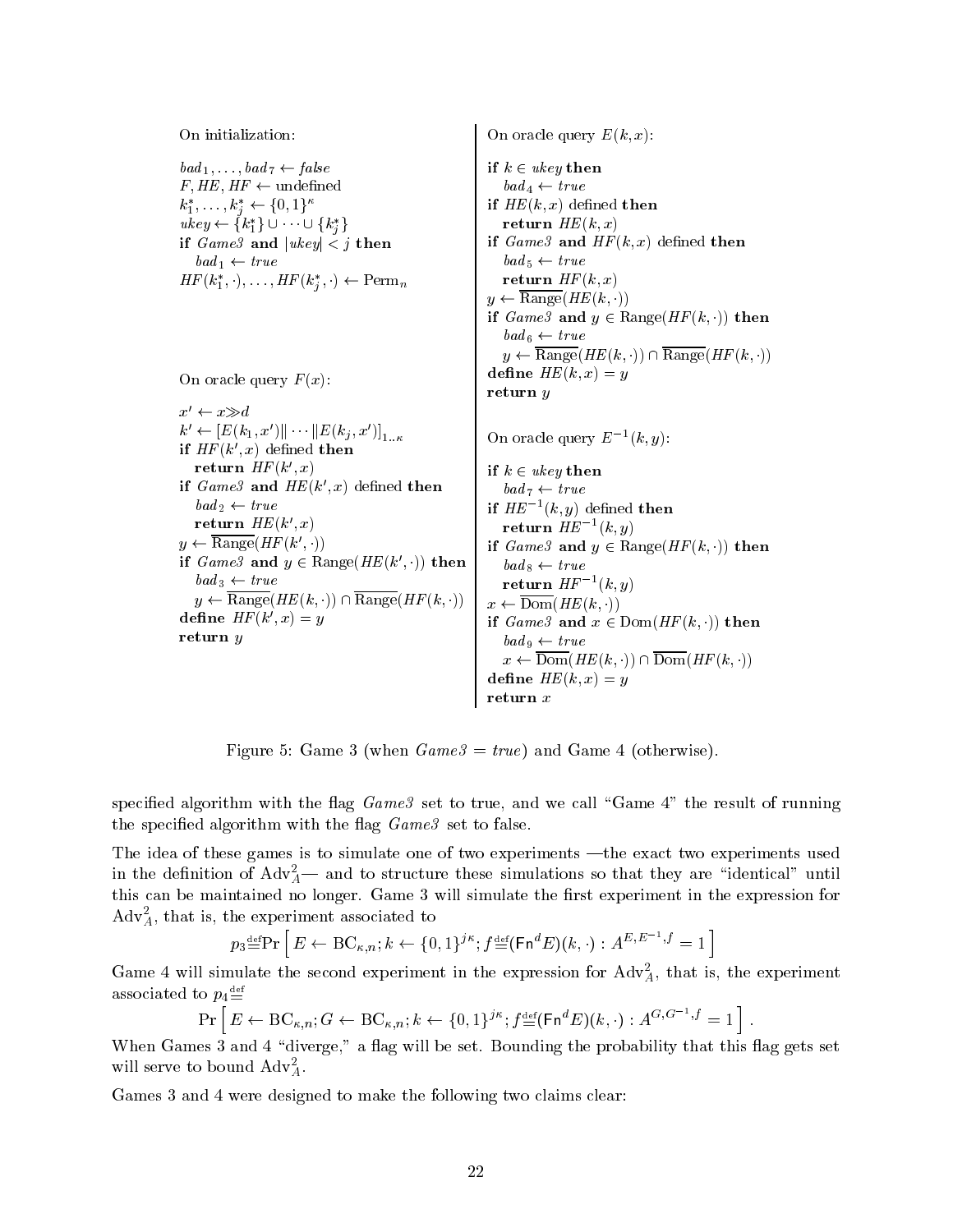```
On initialization:

bad_1, ..., bad_7 ← false
F, HE, HF ← undefined
k*_1, ..., k*_j ← {0,1}^κ
ukey ← {k*_1} ∪ ··· ∪ {k*_j}
if Game3 and |ukey| < j then
   bad_1 ← true
HF(k*_1, ·), ..., HF(k*_j, ·) ← Perm_n


On oracle query F(x):

x' ← x≫d
k' ← [E(k_1, x')‖ ··· ‖E(k_j, x')]_{1..κ}
if HF(k', x) defined then
   return HF(k', x)
if Game3 and HE(k', x) defined then
   bad_2 ← true
   return HE(k', x)
y ← ‾Range‾(HF(k', ·))
if Game3 and y ∈ Range(HE(k', ·)) then
   bad_3 ← true
   y ← ‾Range‾(HE(k, ·)) ∩ ‾Range‾(HF(k, ·))
define HF(k', x) = y
return y
```

```
On oracle query E(k, x):

if k ∈ ukey then
   bad_4 ← true
if HE(k, x) defined then
   return HE(k, x)
if Game3 and HF(k, x) defined then
   bad_5 ← true
   return HF(k, x)
y ← ‾Range‾(HE(k, ·))
if Game3 and y ∈ Range(HF(k, ·)) then
   bad_6 ← true
   y ← ‾Range‾(HE(k, ·)) ∩ ‾Range‾(HF(k, ·))
define HE(k, x) = y
return y


On oracle query E^{-1}(k, y):

if k ∈ ukey then
   bad_7 ← true
if HE^{-1}(k, y) defined then
   return HE^{-1}(k, y)
if Game3 and y ∈ Range(HF(k, ·)) then
   bad_8 ← true
   return HF^{-1}(k, y)
x ← ‾Dom‾(HE(k, ·))
if Game3 and x ∈ Dom(HF(k, ·)) then
   bad_9 ← true
   x ← ‾Dom‾(HE(k, ·)) ∩ ‾Dom‾(HF(k, ·))
define HE(k, x) = y
return x
```

Figure 5: Game 3 (when *Game3* = *true*) and Game 4 (otherwise).

specified algorithm with the flag *Game3* set to true, and we call "Game 4" the result of running the specified algorithm with the flag *Game3* set to false.

The idea of these games is to simulate one of two experiments —the exact two experiments used in the definition of $\mathrm{Adv}_A^2$— and to structure these simulations so that they are "identical" until this can be maintained no longer. Game 3 will simulate the first experiment in the expression for $\mathrm{Adv}_A^2$, that is, the experiment associated to

$$p_3 \stackrel{\text{def}}{=} \Pr\left[\, E \leftarrow \mathrm{BC}_{\kappa,n};\, k \leftarrow \{0,1\}^{j\kappa};\, f \stackrel{\text{def}}{=} (\mathsf{Fn}^d E)(k,\cdot) : A^{E,E^{-1},f} = 1 \,\right]$$

Game 4 will simulate the second experiment in the expression for $\mathrm{Adv}_A^2$, that is, the experiment associated to $p_4 \stackrel{\text{def}}{=}$

$$\Pr\left[\, E \leftarrow \mathrm{BC}_{\kappa,n};\, G \leftarrow \mathrm{BC}_{\kappa,n};\, k \leftarrow \{0,1\}^{j\kappa};\, f \stackrel{\text{def}}{=} (\mathsf{Fn}^d E)(k,\cdot) : A^{G,G^{-1},f} = 1 \,\right].$$

When Games 3 and 4 "diverge," a flag will be set. Bounding the probability that this flag gets set will serve to bound $\mathrm{Adv}_A^2$.

Games 3 and 4 were designed to make the following two claims clear: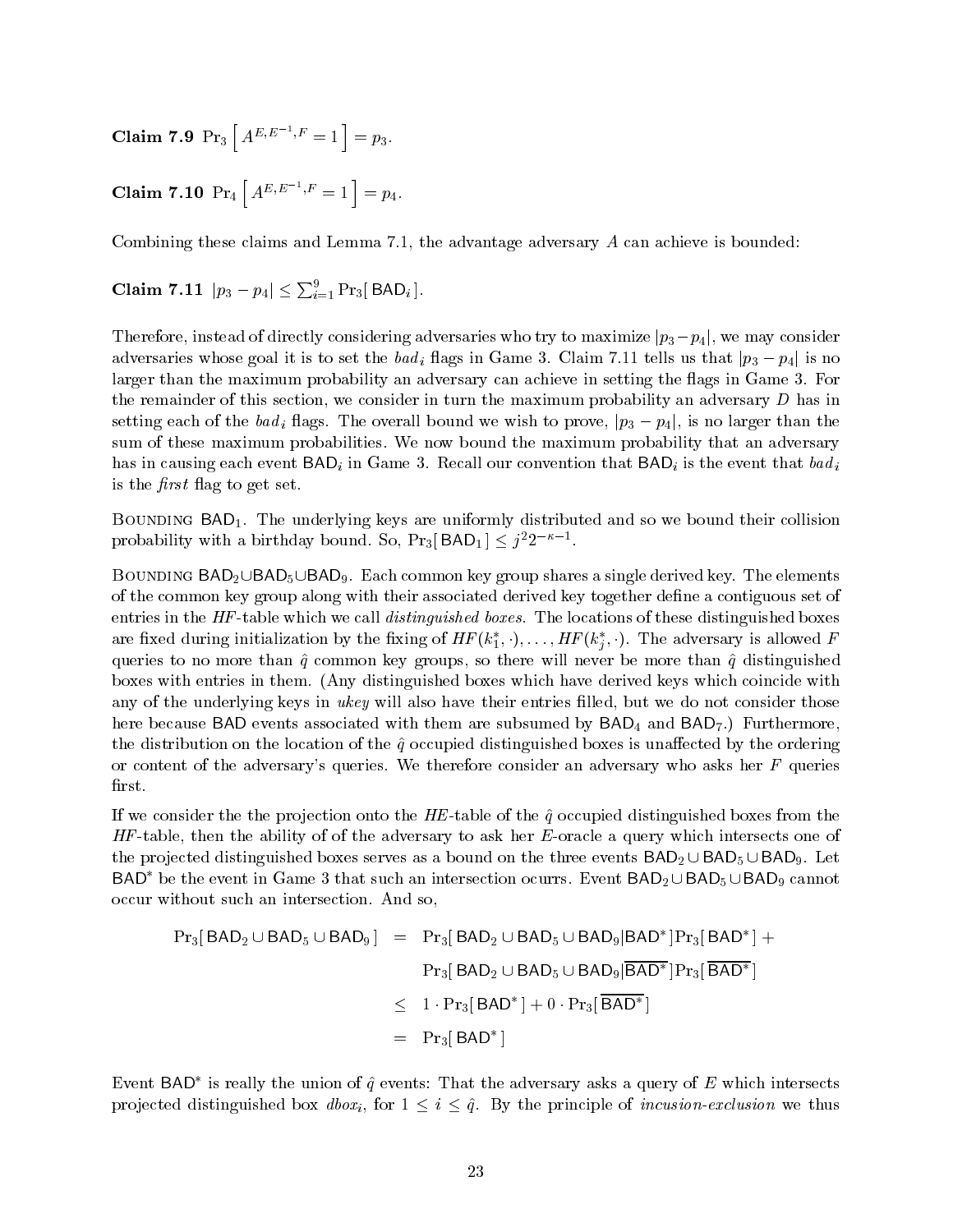**Claim 7.9** $\Pr_3\left[\, A^{E,E^{-1},F} = 1 \,\right] = p_3$.

**Claim 7.10** $\Pr_4\left[\, A^{E,E^{-1},F} = 1 \,\right] = p_4$.

Combining these claims and Lemma 7.1, the advantage adversary $A$ can achieve is bounded:

**Claim 7.11** $|p_3 - p_4| \leq \sum_{i=1}^{9} \Pr_3[\, \mathsf{BAD}_i \,]$.

Therefore, instead of directly considering adversaries who try to maximize $|p_3 - p_4|$, we may consider adversaries whose goal it is to set the $bad_i$ flags in Game 3. Claim 7.11 tells us that $|p_3 - p_4|$ is no larger than the maximum probability an adversary can achieve in setting the flags in Game 3. For the remainder of this section, we consider in turn the maximum probability an adversary $D$ has in setting each of the $bad_i$ flags. The overall bound we wish to prove, $|p_3 - p_4|$, is no larger than the sum of these maximum probabilities. We now bound the maximum probability that an adversary has in causing each event $\mathsf{BAD}_i$ in Game 3. Recall our convention that $\mathsf{BAD}_i$ is the event that $bad_i$ is the *first* flag to get set.

Bounding $\mathsf{BAD}_1$. The underlying keys are uniformly distributed and so we bound their collision probability with a birthday bound. So, $\Pr_3[\, \mathsf{BAD}_1 \,] \leq j^2 2^{-\kappa-1}$.

Bounding $\mathsf{BAD}_2 \cup \mathsf{BAD}_5 \cup \mathsf{BAD}_9$. Each common key group shares a single derived key. The elements of the common key group along with their associated derived key together define a contiguous set of entries in the *HF*-table which we call *distinguished boxes*. The locations of these distinguished boxes are fixed during initialization by the fixing of $HF(k_1^*, \cdot), \ldots, HF(k_j^*, \cdot)$. The adversary is allowed $F$ queries to no more than $\hat{q}$ common key groups, so there will never be more than $\hat{q}$ distinguished boxes with entries in them. (Any distinguished boxes which have derived keys which coincide with any of the underlying keys in *ukey* will also have their entries filled, but we do not consider those here because $\mathsf{BAD}$ events associated with them are subsumed by $\mathsf{BAD}_4$ and $\mathsf{BAD}_7$.) Furthermore, the distribution on the location of the $\hat{q}$ occupied distinguished boxes is unaffected by the ordering or content of the adversary's queries. We therefore consider an adversary who asks her $F$ queries first.

If we consider the the projection onto the *HE*-table of the $\hat{q}$ occupied distinguished boxes from the *HF*-table, then the ability of of the adversary to ask her $E$-oracle a query which intersects one of the projected distinguished boxes serves as a bound on the three events $\mathsf{BAD}_2 \cup \mathsf{BAD}_5 \cup \mathsf{BAD}_9$. Let $\mathsf{BAD}^*$ be the event in Game 3 that such an intersection ocurrs. Event $\mathsf{BAD}_2 \cup \mathsf{BAD}_5 \cup \mathsf{BAD}_9$ cannot occur without such an intersection. And so,

$$
\begin{aligned}
\Pr_3[\, \mathsf{BAD}_2 \cup \mathsf{BAD}_5 \cup \mathsf{BAD}_9 \,] &= \Pr_3[\, \mathsf{BAD}_2 \cup \mathsf{BAD}_5 \cup \mathsf{BAD}_9 | \mathsf{BAD}^* \,] \Pr_3[\, \mathsf{BAD}^* \,] + \\
&\quad\ \Pr_3[\, \mathsf{BAD}_2 \cup \mathsf{BAD}_5 \cup \mathsf{BAD}_9 | \overline{\mathsf{BAD}^*} \,] \Pr_3[\, \overline{\mathsf{BAD}^*} \,] \\
&\leq 1 \cdot \Pr_3[\, \mathsf{BAD}^* \,] + 0 \cdot \Pr_3[\, \overline{\mathsf{BAD}^*} \,] \\
&= \Pr_3[\, \mathsf{BAD}^* \,]
\end{aligned}
$$

Event $\mathsf{BAD}^*$ is really the union of $\hat{q}$ events: That the adversary asks a query of $E$ which intersects projected distinguished box $dbox_i$, for $1 \leq i \leq \hat{q}$. By the principle of *incusion-exclusion* we thus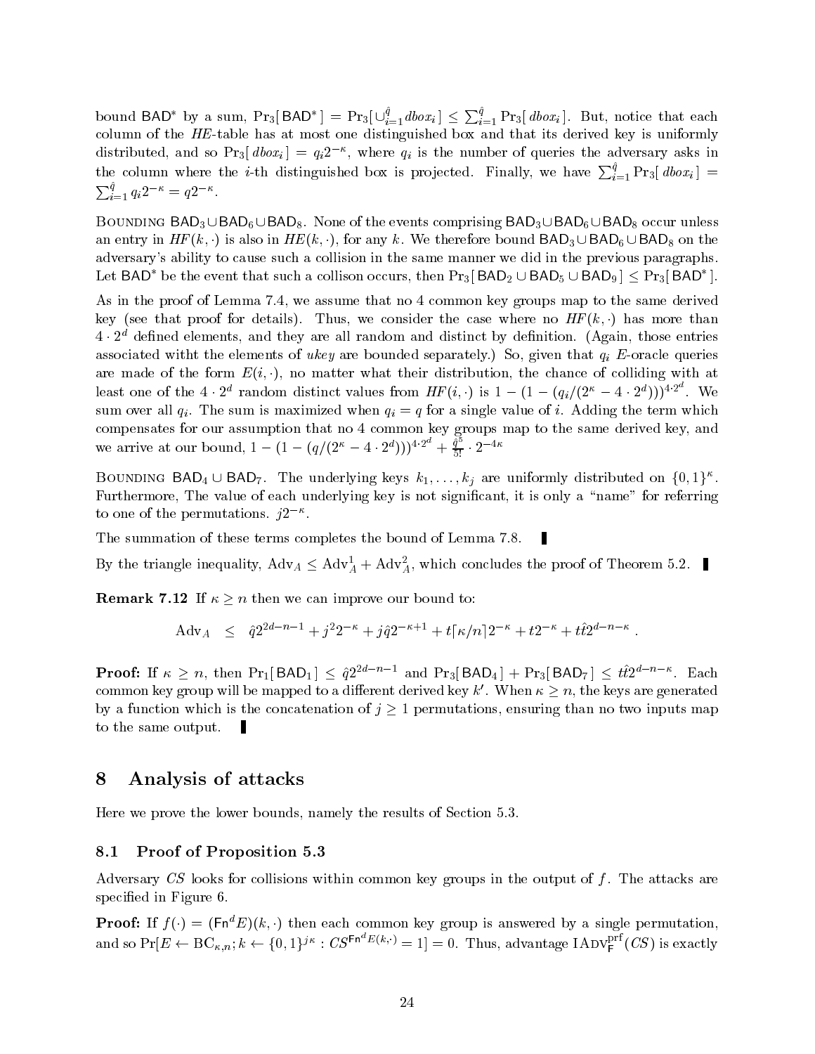bound $\mathsf{BAD}^*$ by a sum, $\Pr_3[\,\mathsf{BAD}^*\,] = \Pr_3[\cup_{i=1}^{\hat{q}} dbox_i\,] \leq \sum_{i=1}^{\hat{q}} \Pr_3[\,dbox_i\,]$. But, notice that each column of the *HE*-table has at most one distinguished box and that its derived key is uniformly distributed, and so $\Pr_3[\,dbox_i\,] = q_i 2^{-\kappa}$, where $q_i$ is the number of queries the adversary asks in the column where the $i$-th distinguished box is projected. Finally, we have $\sum_{i=1}^{\hat{q}} \Pr_3[\,dbox_i\,] = \sum_{i=1}^{\hat{q}} q_i 2^{-\kappa} = q 2^{-\kappa}$.

Bounding $\mathsf{BAD}_3 \cup \mathsf{BAD}_6 \cup \mathsf{BAD}_8$. None of the events comprising $\mathsf{BAD}_3 \cup \mathsf{BAD}_6 \cup \mathsf{BAD}_8$ occur unless an entry in $HF(k,\cdot)$ is also in $HE(k,\cdot)$, for any $k$. We therefore bound $\mathsf{BAD}_3 \cup \mathsf{BAD}_6 \cup \mathsf{BAD}_8$ on the adversary's ability to cause such a collision in the same manner we did in the previous paragraphs. Let $\mathsf{BAD}^*$ be the event that such a collison occurs, then $\Pr_3[\,\mathsf{BAD}_2 \cup \mathsf{BAD}_5 \cup \mathsf{BAD}_9\,] \leq \Pr_3[\,\mathsf{BAD}^*\,]$.

As in the proof of Lemma 7.4, we assume that no 4 common key groups map to the same derived key (see that proof for details). Thus, we consider the case where no $HF(k,\cdot)$ has more than $4 \cdot 2^d$ defined elements, and they are all random and distinct by definition. (Again, those entries associated witht the elements of *ukey* are bounded separately.) So, given that $q_i$ $E$-oracle queries are made of the form $E(i,\cdot)$, no matter what their distribution, the chance of colliding with at least one of the $4 \cdot 2^d$ random distinct values from $HF(i,\cdot)$ is $1 - (1 - (q_i/(2^\kappa - 4 \cdot 2^d)))^{4 \cdot 2^d}$. We sum over all $q_i$. The sum is maximized when $q_i = q$ for a single value of $i$. Adding the term which compensates for our assumption that no 4 common key groups map to the same derived key, and we arrive at our bound, $1 - (1 - (q/(2^\kappa - 4 \cdot 2^d)))^{4 \cdot 2^d} + \frac{\hat{q}^5}{5!} \cdot 2^{-4\kappa}$

Bounding $\mathsf{BAD}_4 \cup \mathsf{BAD}_7$. The underlying keys $k_1, \ldots, k_j$ are uniformly distributed on $\{0,1\}^\kappa$. Furthermore, The value of each underlying key is not significant, it is only a "name" for referring to one of the permutations. $j 2^{-\kappa}$.

The summation of these terms completes the bound of Lemma 7.8. ▮

By the triangle inequality, $\mathrm{Adv}_A \leq \mathrm{Adv}_A^1 + \mathrm{Adv}_A^2$, which concludes the proof of Theorem 5.2. ▮

**Remark 7.12** If $\kappa \geq n$ then we can improve our bound to:

$$\mathrm{Adv}_A \quad \leq \quad \hat{q} 2^{2d-n-1} + j^2 2^{-\kappa} + j \hat{q} 2^{-\kappa+1} + t \lceil \kappa/n \rceil 2^{-\kappa} + t 2^{-\kappa} + t \hat{t} 2^{d-n-\kappa} \ .$$

**Proof:** If $\kappa \geq n$, then $\Pr_1[\,\mathsf{BAD}_1\,] \leq \hat{q} 2^{2d-n-1}$ and $\Pr_3[\,\mathsf{BAD}_4\,] + \Pr_3[\,\mathsf{BAD}_7\,] \leq t \hat{t} 2^{d-n-\kappa}$. Each common key group will be mapped to a different derived key $k'$. When $\kappa \geq n$, the keys are generated by a function which is the concatenation of $j \geq 1$ permutations, ensuring than no two inputs map to the same output. ▮

## 8 Analysis of attacks

Here we prove the lower bounds, namely the results of Section 5.3.

### 8.1 Proof of Proposition 5.3

Adversary *CS* looks for collisions within common key groups in the output of $f$. The attacks are specified in Figure 6.

**Proof:** If $f(\cdot) = (\mathsf{Fn}^d E)(k,\cdot)$ then each common key group is answered by a single permutation, and so $\Pr[E \leftarrow \mathrm{BC}_{\kappa,n}; k \leftarrow \{0,1\}^{j\kappa} : CS^{\mathsf{Fn}^d E(k,\cdot)} = 1] = 0$. Thus, advantage $\mathrm{IAdv}_{\mathsf{F}}^{\mathrm{prf}}(CS)$ is exactly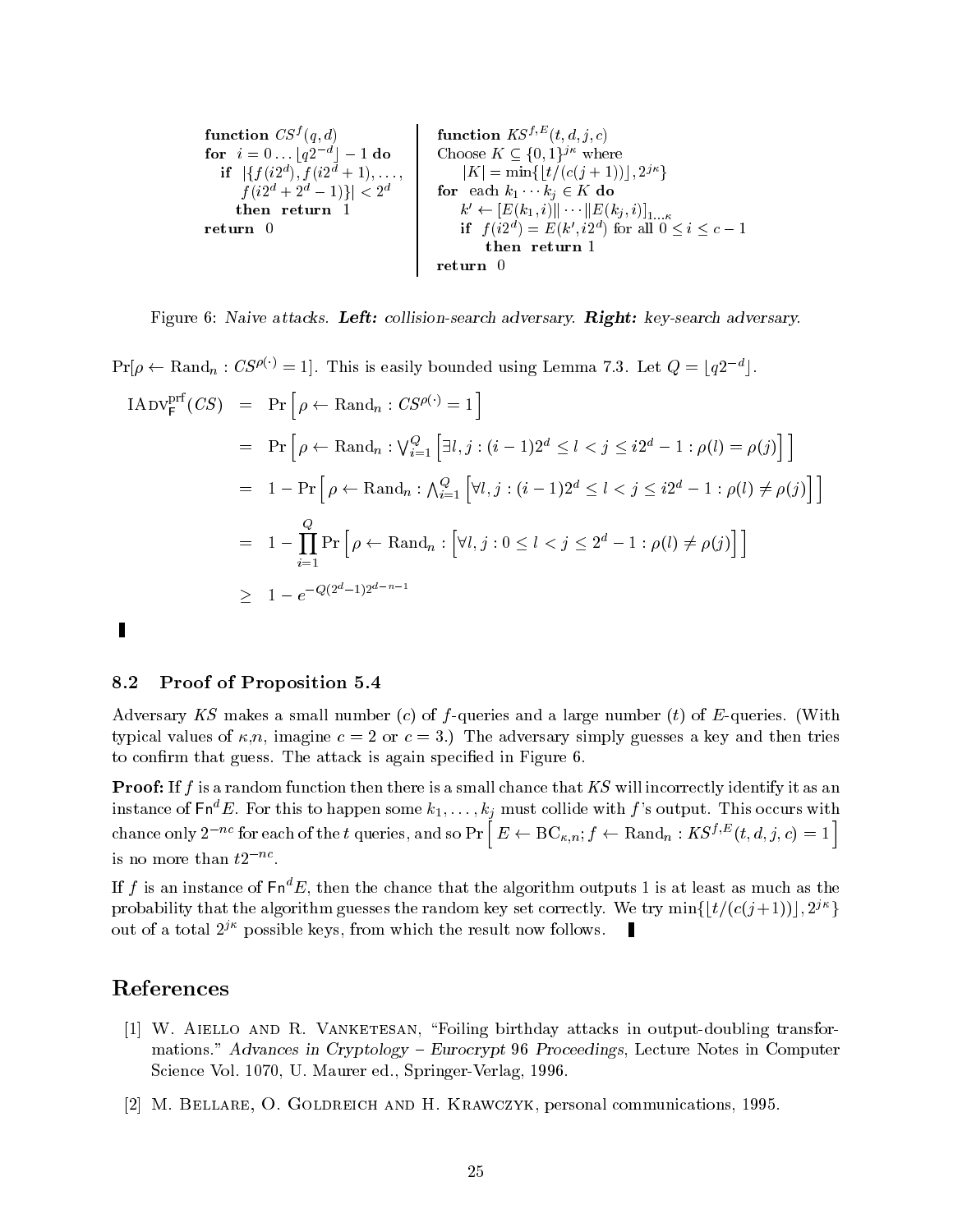```
function CS^f(q, d)
for  i = 0 ... ⌊q2^{-d}⌋ - 1 do
   if  |{f(i2^d), f(i2^d + 1), ...,
        f(i2^d + 2^d - 1)}| < 2^d
      then  return  1
return  0
```

```
function KS^{f,E}(t, d, j, c)
Choose K ⊆ {0,1}^{jκ} where
     |K| = min{⌊t/(c(j+1))⌋, 2^{jκ}}
for  each k_1 ··· k_j ∈ K do
     k' ← [E(k_1, i)|| ··· ||E(k_j, i)]_{1...κ}
     if  f(i2^d) = E(k', i2^d) for all 0 ≤ i ≤ c - 1
          then  return 1
return  0
```

Figure 6: *Naive attacks.* ***Left:*** *collision-search adversary.* ***Right:*** *key-search adversary.*

$\Pr[\rho \leftarrow \mathrm{Rand}_n : CS^{\rho(\cdot)} = 1]$. This is easily bounded using Lemma 7.3. Let $Q = \lfloor q2^{-d} \rfloor$.

$$
\begin{aligned}
\mathrm{IAdv}^{\mathrm{prf}}_{\mathsf{F}}(CS) &= \Pr\left[\rho \leftarrow \mathrm{Rand}_n : CS^{\rho(\cdot)} = 1\right] \\
&= \Pr\left[\rho \leftarrow \mathrm{Rand}_n : \textstyle\bigvee_{i=1}^{Q} \left[\exists l, j : (i-1)2^d \le l < j \le i2^d - 1 : \rho(l) = \rho(j)\right]\right] \\
&= 1 - \Pr\left[\rho \leftarrow \mathrm{Rand}_n : \textstyle\bigwedge_{i=1}^{Q} \left[\forall l, j : (i-1)2^d \le l < j \le i2^d - 1 : \rho(l) \ne \rho(j)\right]\right] \\
&= 1 - \prod_{i=1}^{Q} \Pr\left[\rho \leftarrow \mathrm{Rand}_n : \left[\forall l, j : 0 \le l < j \le 2^d - 1 : \rho(l) \ne \rho(j)\right]\right] \\
&\ge 1 - e^{-Q(2^d-1)2^{d-n-1}}
\end{aligned}
$$

▮

### 8.2 Proof of Proposition 5.4

Adversary $KS$ makes a small number ($c$) of $f$-queries and a large number ($t$) of $E$-queries. (With typical values of $\kappa$,$n$, imagine $c = 2$ or $c = 3$.) The adversary simply guesses a key and then tries to confirm that guess. The attack is again specified in Figure 6.

**Proof:** If $f$ is a random function then there is a small chance that $KS$ will incorrectly identify it as an instance of $\mathsf{Fn}^d E$. For this to happen some $k_1, \ldots, k_j$ must collide with $f$'s output. This occurs with chance only $2^{-nc}$ for each of the $t$ queries, and so $\Pr\left[E \leftarrow \mathrm{BC}_{\kappa,n}; f \leftarrow \mathrm{Rand}_n : KS^{f,E}(t, d, j, c) = 1\right]$ is no more than $t2^{-nc}$.

If $f$ is an instance of $\mathsf{Fn}^d E$, then the chance that the algorithm outputs 1 is at least as much as the probability that the algorithm guesses the random key set correctly. We try $\min\{\lfloor t/(c(j+1)) \rfloor, 2^{j\kappa}\}$ out of a total $2^{j\kappa}$ possible keys, from which the result now follows. ▮

## References

[1] W. Aiello and R. Vanketesan, "Foiling birthday attacks in output-doubling transformations." *Advances in Cryptology – Eurocrypt 96 Proceedings*, Lecture Notes in Computer Science Vol. 1070, U. Maurer ed., Springer-Verlag, 1996.

[2] M. Bellare, O. Goldreich and H. Krawczyk, personal communications, 1995.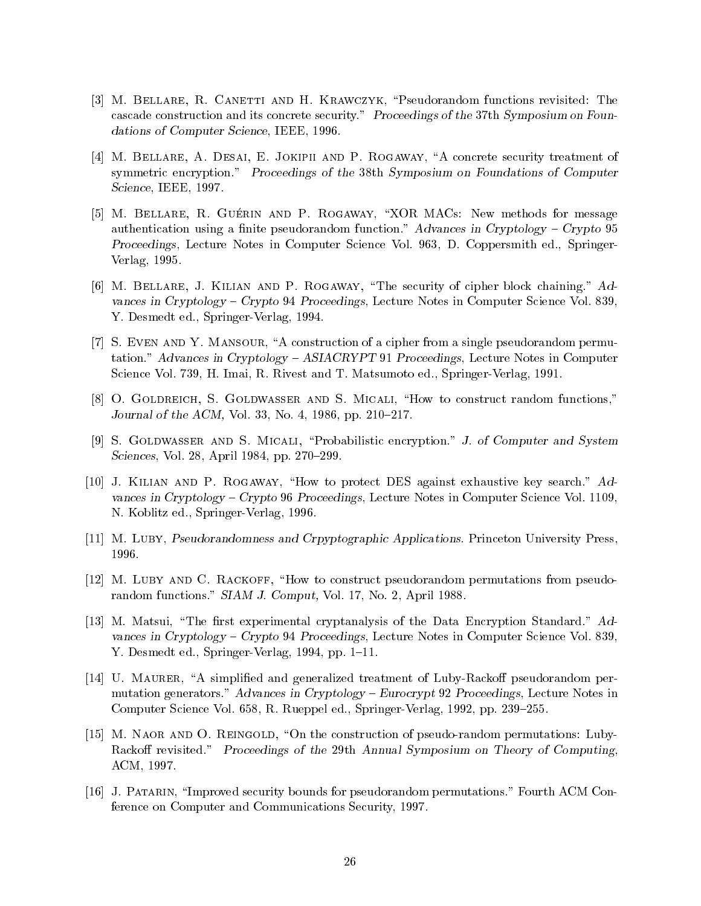[3] M. Bellare, R. Canetti and H. Krawczyk, "Pseudorandom functions revisited: The cascade construction and its concrete security." *Proceedings of the 37th Symposium on Foundations of Computer Science*, IEEE, 1996.

[4] M. Bellare, A. Desai, E. Jokipii and P. Rogaway, "A concrete security treatment of symmetric encryption." *Proceedings of the 38th Symposium on Foundations of Computer Science*, IEEE, 1997.

[5] M. Bellare, R. Guérin and P. Rogaway, "XOR MACs: New methods for message authentication using a finite pseudorandom function." *Advances in Cryptology – Crypto 95 Proceedings*, Lecture Notes in Computer Science Vol. 963, D. Coppersmith ed., Springer-Verlag, 1995.

[6] M. Bellare, J. Kilian and P. Rogaway, "The security of cipher block chaining." *Advances in Cryptology – Crypto 94 Proceedings*, Lecture Notes in Computer Science Vol. 839, Y. Desmedt ed., Springer-Verlag, 1994.

[7] S. Even and Y. Mansour, "A construction of a cipher from a single pseudorandom permutation." *Advances in Cryptology – ASIACRYPT 91 Proceedings*, Lecture Notes in Computer Science Vol. 739, H. Imai, R. Rivest and T. Matsumoto ed., Springer-Verlag, 1991.

[8] O. Goldreich, S. Goldwasser and S. Micali, "How to construct random functions," *Journal of the ACM*, Vol. 33, No. 4, 1986, pp. 210–217.

[9] S. Goldwasser and S. Micali, "Probabilistic encryption." *J. of Computer and System Sciences*, Vol. 28, April 1984, pp. 270–299.

[10] J. Kilian and P. Rogaway, "How to protect DES against exhaustive key search." *Advances in Cryptology – Crypto 96 Proceedings*, Lecture Notes in Computer Science Vol. 1109, N. Koblitz ed., Springer-Verlag, 1996.

[11] M. Luby, *Pseudorandomness and Crpyptographic Applications.* Princeton University Press, 1996.

[12] M. Luby and C. Rackoff, "How to construct pseudorandom permutations from pseudorandom functions." *SIAM J. Comput,* Vol. 17, No. 2, April 1988.

[13] M. Matsui, "The first experimental cryptanalysis of the Data Encryption Standard." *Advances in Cryptology – Crypto 94 Proceedings*, Lecture Notes in Computer Science Vol. 839, Y. Desmedt ed., Springer-Verlag, 1994, pp. 1–11.

[14] U. Maurer, "A simplified and generalized treatment of Luby-Rackoff pseudorandom permutation generators." *Advances in Cryptology – Eurocrypt 92 Proceedings*, Lecture Notes in Computer Science Vol. 658, R. Rueppel ed., Springer-Verlag, 1992, pp. 239–255.

[15] M. Naor and O. Reingold, "On the construction of pseudo-random permutations: Luby-Rackoff revisited." *Proceedings of the 29th Annual Symposium on Theory of Computing*, ACM, 1997.

[16] J. Patarin, "Improved security bounds for pseudorandom permutations." Fourth ACM Conference on Computer and Communications Security, 1997.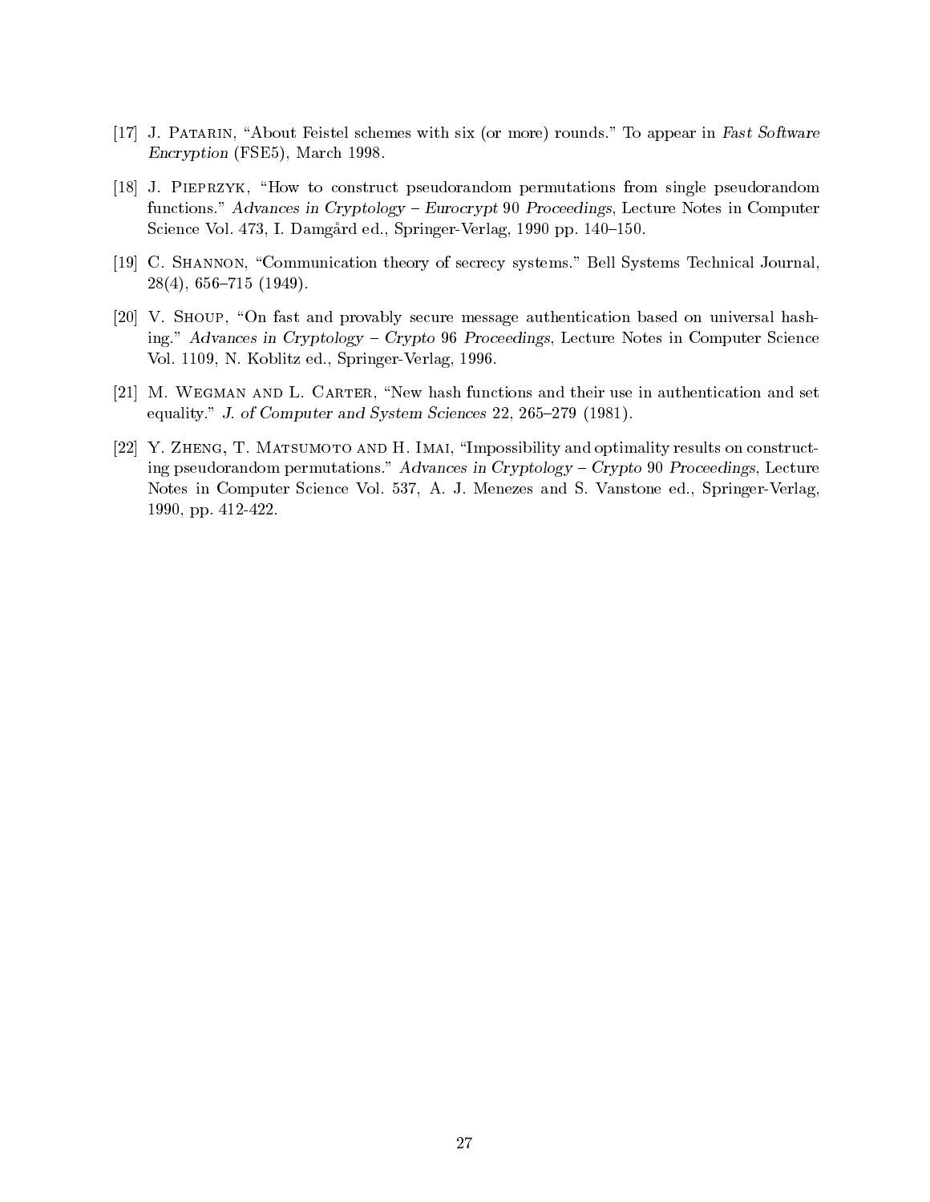[17] J. Patarin, "About Feistel schemes with six (or more) rounds." To appear in *Fast Software Encryption* (FSE5), March 1998.

[18] J. Pieprzyk, "How to construct pseudorandom permutations from single pseudorandom functions." *Advances in Cryptology – Eurocrypt* 90 *Proceedings*, Lecture Notes in Computer Science Vol. 473, I. Damgård ed., Springer-Verlag, 1990 pp. 140–150.

[19] C. Shannon, "Communication theory of secrecy systems." Bell Systems Technical Journal, 28(4), 656–715 (1949).

[20] V. Shoup, "On fast and provably secure message authentication based on universal hashing." *Advances in Cryptology – Crypto* 96 *Proceedings*, Lecture Notes in Computer Science Vol. 1109, N. Koblitz ed., Springer-Verlag, 1996.

[21] M. Wegman and L. Carter, "New hash functions and their use in authentication and set equality." *J. of Computer and System Sciences* 22, 265–279 (1981).

[22] Y. Zheng, T. Matsumoto and H. Imai, "Impossibility and optimality results on constructing pseudorandom permutations." *Advances in Cryptology – Crypto* 90 *Proceedings*, Lecture Notes in Computer Science Vol. 537, A. J. Menezes and S. Vanstone ed., Springer-Verlag, 1990, pp. 412-422.